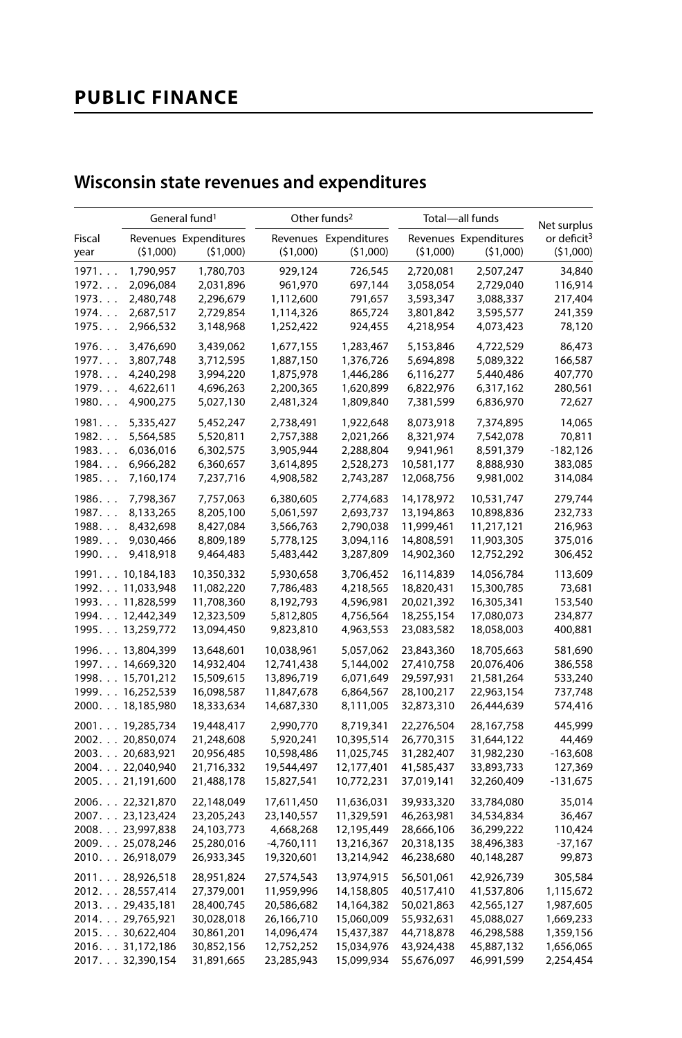# PUBLIC FINANCE

## Wisconsin state revenues and expenditures

| Fiscal year | General fund[1] | | Other funds[2] | | Total—all funds | | Net surplus or deficit[3] ($1,000) |
|---|---|---|---|---|---|---|---|
| | Revenues ($1,000) | Expenditures ($1,000) | Revenues ($1,000) | Expenditures ($1,000) | Revenues ($1,000) | Expenditures ($1,000) | |
| 1971 | 1,790,957 | 1,780,703 | 929,124 | 726,545 | 2,720,081 | 2,507,247 | 34,840 |
| 1972 | 2,096,084 | 2,031,896 | 961,970 | 697,144 | 3,058,054 | 2,729,040 | 116,914 |
| 1973 | 2,480,748 | 2,296,679 | 1,112,600 | 791,657 | 3,593,347 | 3,088,337 | 217,404 |
| 1974 | 2,687,517 | 2,729,854 | 1,114,326 | 865,724 | 3,801,842 | 3,595,577 | 241,359 |
| 1975 | 2,966,532 | 3,148,968 | 1,252,422 | 924,455 | 4,218,954 | 4,073,423 | 78,120 |
| 1976 | 3,476,690 | 3,439,062 | 1,677,155 | 1,283,467 | 5,153,846 | 4,722,529 | 86,473 |
| 1977 | 3,807,748 | 3,712,595 | 1,887,150 | 1,376,726 | 5,694,898 | 5,089,322 | 166,587 |
| 1978 | 4,240,298 | 3,994,220 | 1,875,978 | 1,446,286 | 6,116,277 | 5,440,486 | 407,770 |
| 1979 | 4,622,611 | 4,696,263 | 2,200,365 | 1,620,899 | 6,822,976 | 6,317,162 | 280,561 |
| 1980 | 4,900,275 | 5,027,130 | 2,481,324 | 1,809,840 | 7,381,599 | 6,836,970 | 72,627 |
| 1981 | 5,335,427 | 5,452,247 | 2,738,491 | 1,922,648 | 8,073,918 | 7,374,895 | 14,065 |
| 1982 | 5,564,585 | 5,520,811 | 2,757,388 | 2,021,266 | 8,321,974 | 7,542,078 | 70,811 |
| 1983 | 6,036,016 | 6,302,575 | 3,905,944 | 2,288,804 | 9,941,961 | 8,591,379 | -182,126 |
| 1984 | 6,966,282 | 6,360,657 | 3,614,895 | 2,528,273 | 10,581,177 | 8,888,930 | 383,085 |
| 1985 | 7,160,174 | 7,237,716 | 4,908,582 | 2,743,287 | 12,068,756 | 9,981,002 | 314,084 |
| 1986 | 7,798,367 | 7,757,063 | 6,380,605 | 2,774,683 | 14,178,972 | 10,531,747 | 279,744 |
| 1987 | 8,133,265 | 8,205,100 | 5,061,597 | 2,693,737 | 13,194,863 | 10,898,836 | 232,733 |
| 1988 | 8,432,698 | 8,427,084 | 3,566,763 | 2,790,038 | 11,999,461 | 11,217,121 | 216,963 |
| 1989 | 9,030,466 | 8,809,189 | 5,778,125 | 3,094,116 | 14,808,591 | 11,903,305 | 375,016 |
| 1990 | 9,418,918 | 9,464,483 | 5,483,442 | 3,287,809 | 14,902,360 | 12,752,292 | 306,452 |
| 1991 | 10,184,183 | 10,350,332 | 5,930,658 | 3,706,452 | 16,114,839 | 14,056,784 | 113,609 |
| 1992 | 11,033,948 | 11,082,220 | 7,786,483 | 4,218,565 | 18,820,431 | 15,300,785 | 73,681 |
| 1993 | 11,828,599 | 11,708,360 | 8,192,793 | 4,596,981 | 20,021,392 | 16,305,341 | 153,540 |
| 1994 | 12,442,349 | 12,323,509 | 5,812,805 | 4,756,564 | 18,255,154 | 17,080,073 | 234,877 |
| 1995 | 13,259,772 | 13,094,450 | 9,823,810 | 4,963,553 | 23,083,582 | 18,058,003 | 400,881 |
| 1996 | 13,804,399 | 13,648,601 | 10,038,961 | 5,057,062 | 23,843,360 | 18,705,663 | 581,690 |
| 1997 | 14,669,320 | 14,932,404 | 12,741,438 | 5,144,002 | 27,410,758 | 20,076,406 | 386,558 |
| 1998 | 15,701,212 | 15,509,615 | 13,896,719 | 6,071,649 | 29,597,931 | 21,581,264 | 533,240 |
| 1999 | 16,252,539 | 16,098,587 | 11,847,678 | 6,864,567 | 28,100,217 | 22,963,154 | 737,748 |
| 2000 | 18,185,980 | 18,333,634 | 14,687,330 | 8,111,005 | 32,873,310 | 26,444,639 | 574,416 |
| 2001 | 19,285,734 | 19,448,417 | 2,990,770 | 8,719,341 | 22,276,504 | 28,167,758 | 445,999 |
| 2002 | 20,850,074 | 21,248,608 | 5,920,241 | 10,395,514 | 26,770,315 | 31,644,122 | 44,469 |
| 2003 | 20,683,921 | 20,956,485 | 10,598,486 | 11,025,745 | 31,282,407 | 31,982,230 | -163,608 |
| 2004 | 22,040,940 | 21,716,332 | 19,544,497 | 12,177,401 | 41,585,437 | 33,893,733 | 127,369 |
| 2005 | 21,191,600 | 21,488,178 | 15,827,541 | 10,772,231 | 37,019,141 | 32,260,409 | -131,675 |
| 2006 | 22,321,870 | 22,148,049 | 17,611,450 | 11,636,031 | 39,933,320 | 33,784,080 | 35,014 |
| 2007 | 23,123,424 | 23,205,243 | 23,140,557 | 11,329,591 | 46,263,981 | 34,534,834 | 36,467 |
| 2008 | 23,997,838 | 24,103,773 | 4,668,268 | 12,195,449 | 28,666,106 | 36,299,222 | 110,424 |
| 2009 | 25,078,246 | 25,280,016 | -4,760,111 | 13,216,367 | 20,318,135 | 38,496,383 | -37,167 |
| 2010 | 26,918,079 | 26,933,345 | 19,320,601 | 13,214,942 | 46,238,680 | 40,148,287 | 99,873 |
| 2011 | 28,926,518 | 28,951,824 | 27,574,543 | 13,974,915 | 56,501,061 | 42,926,739 | 305,584 |
| 2012 | 28,557,414 | 27,379,001 | 11,959,996 | 14,158,805 | 40,517,410 | 41,537,806 | 1,115,672 |
| 2013 | 29,435,181 | 28,400,745 | 20,586,682 | 14,164,382 | 50,021,863 | 42,565,127 | 1,987,605 |
| 2014 | 29,765,921 | 30,028,018 | 26,166,710 | 15,060,009 | 55,932,631 | 45,088,027 | 1,669,233 |
| 2015 | 30,622,404 | 30,861,201 | 14,096,474 | 15,437,387 | 44,718,878 | 46,298,588 | 1,359,156 |
| 2016 | 31,172,186 | 30,852,156 | 12,752,252 | 15,034,976 | 43,924,438 | 45,887,132 | 1,656,065 |
| 2017 | 32,390,154 | 31,891,665 | 23,285,943 | 15,099,934 | 55,676,097 | 46,991,599 | 2,254,454 |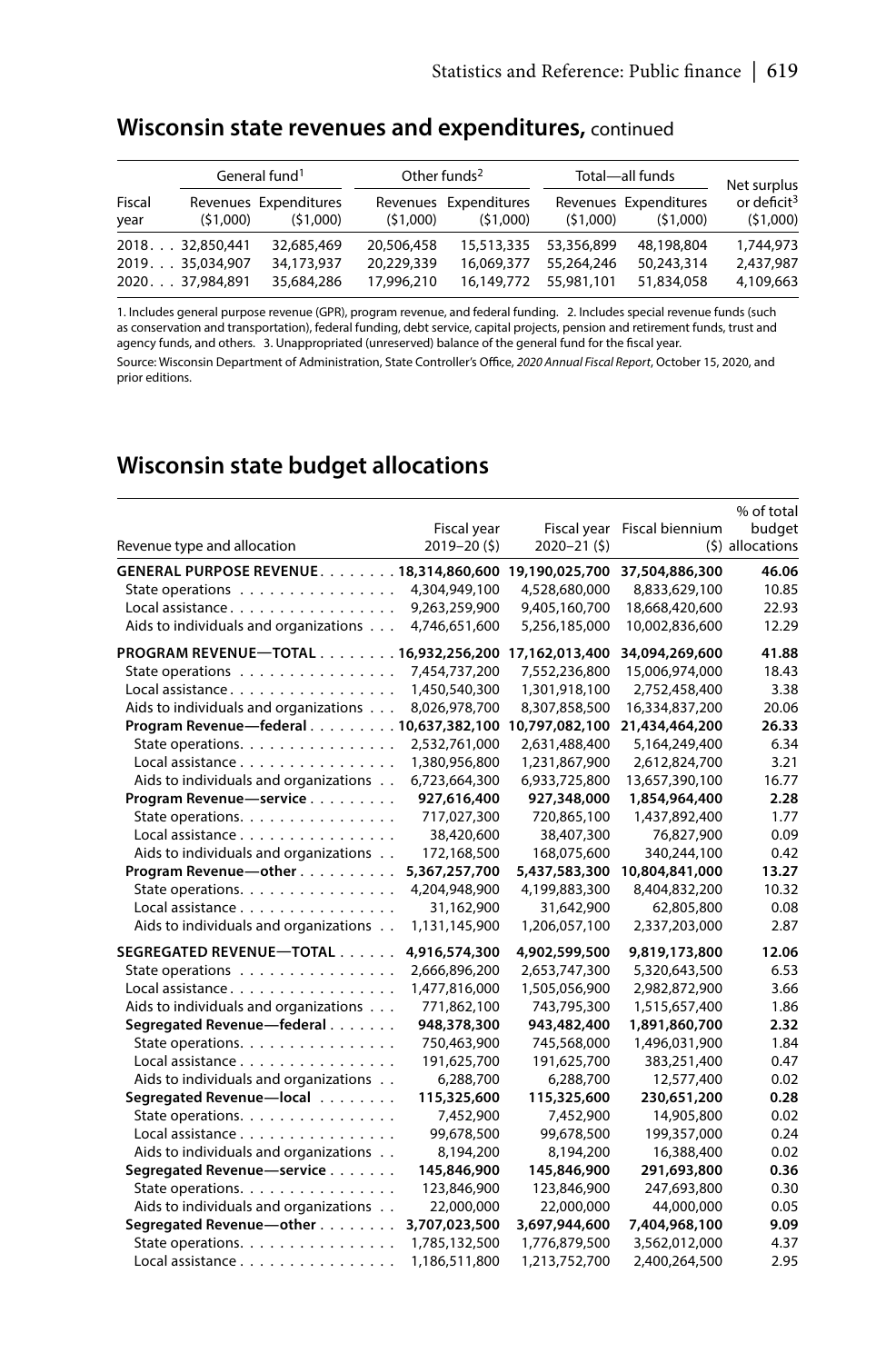## Wisconsin state revenues and expenditures, continued

| Fiscal year | General fund[1] | | Other funds[2] | | Total—all funds | | Net surplus or deficit[3] ($1,000) |
|---|---|---|---|---|---|---|---|
| | Revenues ($1,000) | Expenditures ($1,000) | Revenues ($1,000) | Expenditures ($1,000) | Revenues ($1,000) | Expenditures ($1,000) | |
| 2018 | 32,850,441 | 32,685,469 | 20,506,458 | 15,513,335 | 53,356,899 | 48,198,804 | 1,744,973 |
| 2019 | 35,034,907 | 34,173,937 | 20,229,339 | 16,069,377 | 55,264,246 | 50,243,314 | 2,437,987 |
| 2020 | 37,984,891 | 35,684,286 | 17,996,210 | 16,149,772 | 55,981,101 | 51,834,058 | 4,109,663 |

1. Includes general purpose revenue (GPR), program revenue, and federal funding. 2. Includes special revenue funds (such as conservation and transportation), federal funding, debt service, capital projects, pension and retirement funds, trust and agency funds, and others. 3. Unappropriated (unreserved) balance of the general fund for the fiscal year.

Source: Wisconsin Department of Administration, State Controller's Office, *2020 Annual Fiscal Report*, October 15, 2020, and prior editions.

## Wisconsin state budget allocations

| Revenue type and allocation | Fiscal year 2019–20 ($) | Fiscal year 2020–21 ($) | Fiscal biennium ($) | % of total budget allocations |
|---|---|---|---|---|
| **GENERAL PURPOSE REVENUE** | **18,314,860,600** | **19,190,025,700** | **37,504,886,300** | **46.06** |
| State operations | 4,304,949,100 | 4,528,680,000 | 8,833,629,100 | 10.85 |
| Local assistance | 9,263,259,900 | 9,405,160,700 | 18,668,420,600 | 22.93 |
| Aids to individuals and organizations | 4,746,651,600 | 5,256,185,000 | 10,002,836,600 | 12.29 |
| **PROGRAM REVENUE—TOTAL** | **16,932,256,200** | **17,162,013,400** | **34,094,269,600** | **41.88** |
| State operations | 7,454,737,200 | 7,552,236,800 | 15,006,974,000 | 18.43 |
| Local assistance | 1,450,540,300 | 1,301,918,100 | 2,752,458,400 | 3.38 |
| Aids to individuals and organizations | 8,026,978,700 | 8,307,858,500 | 16,334,837,200 | 20.06 |
| **Program Revenue—federal** | **10,637,382,100** | **10,797,082,100** | **21,434,464,200** | **26.33** |
| State operations | 2,532,761,000 | 2,631,488,400 | 5,164,249,400 | 6.34 |
| Local assistance | 1,380,956,800 | 1,231,867,900 | 2,612,824,700 | 3.21 |
| Aids to individuals and organizations | 6,723,664,300 | 6,933,725,800 | 13,657,390,100 | 16.77 |
| **Program Revenue—service** | **927,616,400** | **927,348,000** | **1,854,964,400** | **2.28** |
| State operations | 717,027,300 | 720,865,100 | 1,437,892,400 | 1.77 |
| Local assistance | 38,420,600 | 38,407,300 | 76,827,900 | 0.09 |
| Aids to individuals and organizations | 172,168,500 | 168,075,600 | 340,244,100 | 0.42 |
| **Program Revenue—other** | **5,367,257,700** | **5,437,583,300** | **10,804,841,000** | **13.27** |
| State operations | 4,204,948,900 | 4,199,883,300 | 8,404,832,200 | 10.32 |
| Local assistance | 31,162,900 | 31,642,900 | 62,805,800 | 0.08 |
| Aids to individuals and organizations | 1,131,145,900 | 1,206,057,100 | 2,337,203,000 | 2.87 |
| **SEGREGATED REVENUE—TOTAL** | **4,916,574,300** | **4,902,599,500** | **9,819,173,800** | **12.06** |
| State operations | 2,666,896,200 | 2,653,747,300 | 5,320,643,500 | 6.53 |
| Local assistance | 1,477,816,000 | 1,505,056,900 | 2,982,872,900 | 3.66 |
| Aids to individuals and organizations | 771,862,100 | 743,795,300 | 1,515,657,400 | 1.86 |
| **Segregated Revenue—federal** | **948,378,300** | **943,482,400** | **1,891,860,700** | **2.32** |
| State operations | 750,463,900 | 745,568,000 | 1,496,031,900 | 1.84 |
| Local assistance | 191,625,700 | 191,625,700 | 383,251,400 | 0.47 |
| Aids to individuals and organizations | 6,288,700 | 6,288,700 | 12,577,400 | 0.02 |
| **Segregated Revenue—local** | **115,325,600** | **115,325,600** | **230,651,200** | **0.28** |
| State operations | 7,452,900 | 7,452,900 | 14,905,800 | 0.02 |
| Local assistance | 99,678,500 | 99,678,500 | 199,357,000 | 0.24 |
| Aids to individuals and organizations | 8,194,200 | 8,194,200 | 16,388,400 | 0.02 |
| **Segregated Revenue—service** | **145,846,900** | **145,846,900** | **291,693,800** | **0.36** |
| State operations | 123,846,900 | 123,846,900 | 247,693,800 | 0.30 |
| Aids to individuals and organizations | 22,000,000 | 22,000,000 | 44,000,000 | 0.05 |
| **Segregated Revenue—other** | **3,707,023,500** | **3,697,944,600** | **7,404,968,100** | **9.09** |
| State operations | 1,785,132,500 | 1,776,879,500 | 3,562,012,000 | 4.37 |
| Local assistance | 1,186,511,800 | 1,213,752,700 | 2,400,264,500 | 2.95 |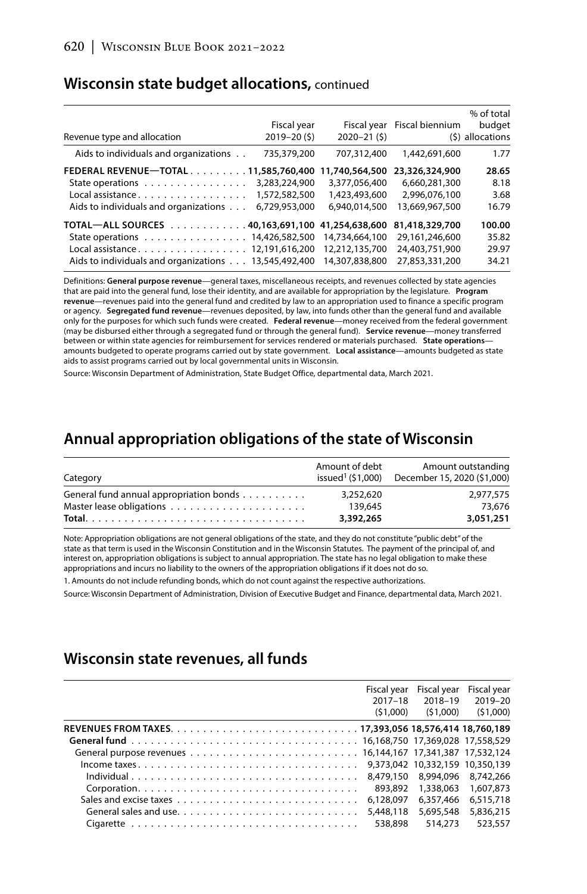## Wisconsin state budget allocations, continued

| Revenue type and allocation | Fiscal year 2019–20 ($) | Fiscal year 2020–21 ($) | Fiscal biennium ($) | % of total budget allocations |
|---|---|---|---|---|
| Aids to individuals and organizations | 735,379,200 | 707,312,400 | 1,442,691,600 | 1.77 |
| **FEDERAL REVENUE—TOTAL** | **11,585,760,400** | **11,740,564,500** | **23,326,324,900** | **28.65** |
| State operations | 3,283,224,900 | 3,377,056,400 | 6,660,281,300 | 8.18 |
| Local assistance | 1,572,582,500 | 1,423,493,600 | 2,996,076,100 | 3.68 |
| Aids to individuals and organizations | 6,729,953,000 | 6,940,014,500 | 13,669,967,500 | 16.79 |
| **TOTAL—ALL SOURCES** | **40,163,691,100** | **41,254,638,600** | **81,418,329,700** | **100.00** |
| State operations | 14,426,582,500 | 14,734,664,100 | 29,161,246,600 | 35.82 |
| Local assistance | 12,191,616,200 | 12,212,135,700 | 24,403,751,900 | 29.97 |
| Aids to individuals and organizations | 13,545,492,400 | 14,307,838,800 | 27,853,331,200 | 34.21 |

Definitions: **General purpose revenue**—general taxes, miscellaneous receipts, and revenues collected by state agencies that are paid into the general fund, lose their identity, and are available for appropriation by the legislature. **Program revenue**—revenues paid into the general fund and credited by law to an appropriation used to finance a specific program or agency. **Segregated fund revenue**—revenues deposited, by law, into funds other than the general fund and available only for the purposes for which such funds were created. **Federal revenue**—money received from the federal government (may be disbursed either through a segregated fund or through the general fund). **Service revenue**—money transferred between or within state agencies for reimbursement for services rendered or materials purchased. **State operations**—amounts budgeted to operate programs carried out by state government. **Local assistance**—amounts budgeted as state aids to assist programs carried out by local governmental units in Wisconsin.

Source: Wisconsin Department of Administration, State Budget Office, departmental data, March 2021.

## Annual appropriation obligations of the state of Wisconsin

| Category | Amount of debt issued[1] ($1,000) | Amount outstanding December 15, 2020 ($1,000) |
|---|---|---|
| General fund annual appropriation bonds | 3,252,620 | 2,977,575 |
| Master lease obligations | 139,645 | 73,676 |
| **Total** | **3,392,265** | **3,051,251** |

Note: Appropriation obligations are not general obligations of the state, and they do not constitute "public debt" of the state as that term is used in the Wisconsin Constitution and in the Wisconsin Statutes. The payment of the principal of, and interest on, appropriation obligations is subject to annual appropriation. The state has no legal obligation to make these appropriations and incurs no liability to the owners of the appropriation obligations if it does not do so.

1. Amounts do not include refunding bonds, which do not count against the respective authorizations.

Source: Wisconsin Department of Administration, Division of Executive Budget and Finance, departmental data, March 2021.

## Wisconsin state revenues, all funds

| | Fiscal year 2017–18 ($1,000) | Fiscal year 2018–19 ($1,000) | Fiscal year 2019–20 ($1,000) |
|---|---|---|---|
| **REVENUES FROM TAXES** | **17,393,056** | **18,576,414** | **18,760,189** |
| **General fund** | 16,168,750 | 17,369,028 | 17,558,529 |
| General purpose revenues | 16,144,167 | 17,341,387 | 17,532,124 |
| Income taxes | 9,373,042 | 10,332,159 | 10,350,139 |
| Individual | 8,479,150 | 8,994,096 | 8,742,266 |
| Corporation | 893,892 | 1,338,063 | 1,607,873 |
| Sales and excise taxes | 6,128,097 | 6,357,466 | 6,515,718 |
| General sales and use | 5,448,118 | 5,695,548 | 5,836,215 |
| Cigarette | 538,898 | 514,273 | 523,557 |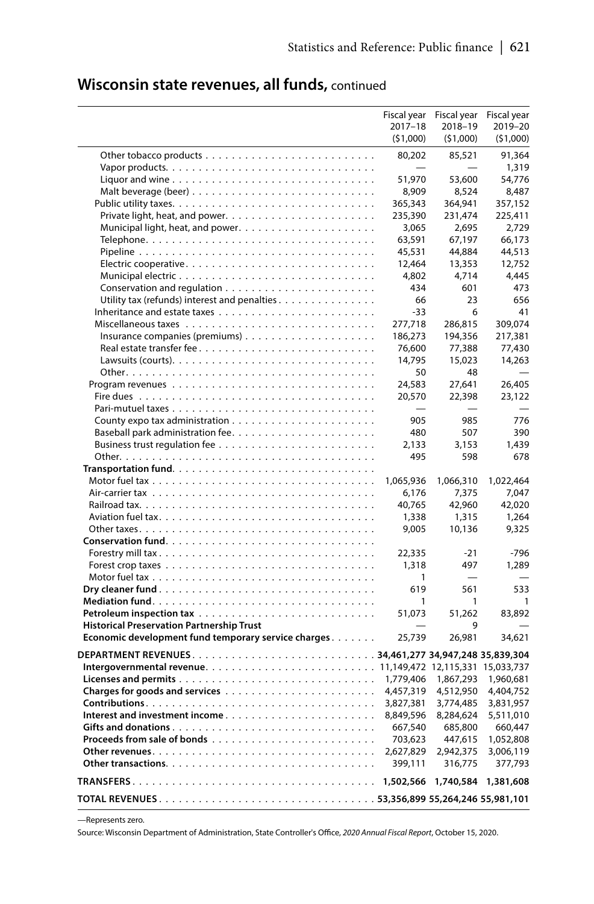## Wisconsin state revenues, all funds, continued

| | Fiscal year 2017–18 ($1,000) | Fiscal year 2018–19 ($1,000) | Fiscal year 2019–20 ($1,000) |
|---|---|---|---|
| Other tobacco products | 80,202 | 85,521 | 91,364 |
| Vapor products | — | — | 1,319 |
| Liquor and wine | 51,970 | 53,600 | 54,776 |
| Malt beverage (beer) | 8,909 | 8,524 | 8,487 |
| Public utility taxes | 365,343 | 364,941 | 357,152 |
| Private light, heat, and power | 235,390 | 231,474 | 225,411 |
| Municipal light, heat, and power | 3,065 | 2,695 | 2,729 |
| Telephone | 63,591 | 67,197 | 66,173 |
| Pipeline | 45,531 | 44,884 | 44,513 |
| Electric cooperative | 12,464 | 13,353 | 12,752 |
| Municipal electric | 4,802 | 4,714 | 4,445 |
| Conservation and regulation | 434 | 601 | 473 |
| Utility tax (refunds) interest and penalties | 66 | 23 | 656 |
| Inheritance and estate taxes | -33 | 6 | 41 |
| Miscellaneous taxes | 277,718 | 286,815 | 309,074 |
| Insurance companies (premiums) | 186,273 | 194,356 | 217,381 |
| Real estate transfer fee | 76,600 | 77,388 | 77,430 |
| Lawsuits (courts) | 14,795 | 15,023 | 14,263 |
| Other | 50 | 48 | — |
| Program revenues | 24,583 | 27,641 | 26,405 |
| Fire dues | 20,570 | 22,398 | 23,122 |
| Pari-mutuel taxes | — | — | — |
| County expo tax administration | 905 | 985 | 776 |
| Baseball park administration fee | 480 | 507 | 390 |
| Business trust regulation fee | 2,133 | 3,153 | 1,439 |
| Other | 495 | 598 | 678 |
| **Transportation fund** | | | |
| Motor fuel tax | 1,065,936 | 1,066,310 | 1,022,464 |
| Air-carrier tax | 6,176 | 7,375 | 7,047 |
| Railroad tax | 40,765 | 42,960 | 42,020 |
| Aviation fuel tax | 1,338 | 1,315 | 1,264 |
| Other taxes | 9,005 | 10,136 | 9,325 |
| **Conservation fund** | | | |
| Forestry mill tax | 22,335 | -21 | -796 |
| Forest crop taxes | 1,318 | 497 | 1,289 |
| Motor fuel tax | 1 | — | — |
| **Dry cleaner fund** | 619 | 561 | 533 |
| **Mediation fund** | 1 | 1 | 1 |
| **Petroleum inspection tax** | 51,073 | 51,262 | 83,892 |
| **Historical Preservation Partnership Trust** | — | 9 | — |
| **Economic development fund temporary service charges** | 25,739 | 26,981 | 34,621 |
| **DEPARTMENT REVENUES** | **34,461,277** | **34,947,248** | **35,839,304** |
| **Intergovernmental revenue** | 11,149,472 | 12,115,331 | 15,033,737 |
| **Licenses and permits** | 1,779,406 | 1,867,293 | 1,960,681 |
| **Charges for goods and services** | 4,457,319 | 4,512,950 | 4,404,752 |
| **Contributions** | 3,827,381 | 3,774,485 | 3,831,957 |
| **Interest and investment income** | 8,849,596 | 8,284,624 | 5,511,010 |
| **Gifts and donations** | 667,540 | 685,800 | 660,447 |
| **Proceeds from sale of bonds** | 703,623 | 447,615 | 1,052,808 |
| **Other revenues** | 2,627,829 | 2,942,375 | 3,006,119 |
| **Other transactions** | 399,111 | 316,775 | 377,793 |
| **TRANSFERS** | **1,502,566** | **1,740,584** | **1,381,608** |
| **TOTAL REVENUES** | **53,356,899** | **55,264,246** | **55,981,101** |

—Represents zero.

Source: Wisconsin Department of Administration, State Controller's Office, *2020 Annual Fiscal Report*, October 15, 2020.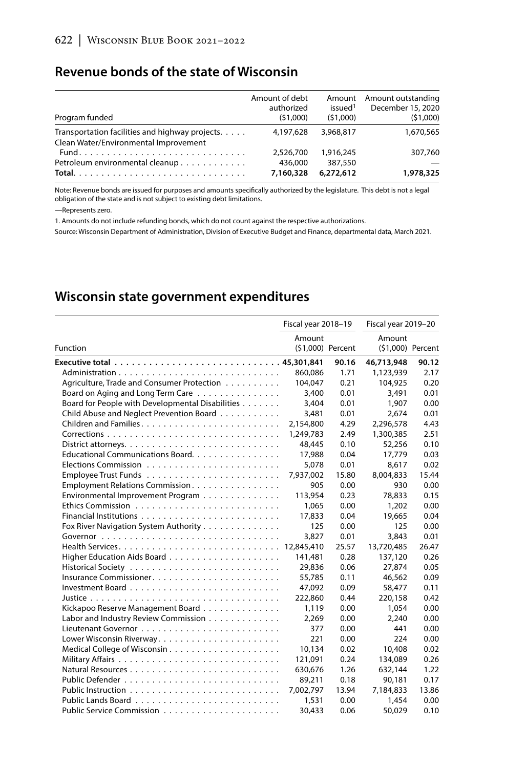## Revenue bonds of the state of Wisconsin

| Program funded | Amount of debt authorized ($1,000) | Amount issued[1] ($1,000) | Amount outstanding December 15, 2020 ($1,000) |
|---|---|---|---|
| Transportation facilities and highway projects | 4,197,628 | 3,968,817 | 1,670,565 |
| Clean Water/Environmental Improvement Fund | 2,526,700 | 1,916,245 | 307,760 |
| Petroleum environmental cleanup | 436,000 | 387,550 | — |
| **Total** | **7,160,328** | **6,272,612** | **1,978,325** |

Note: Revenue bonds are issued for purposes and amounts specifically authorized by the legislature. This debt is not a legal obligation of the state and is not subject to existing debt limitations.

—Represents zero.

1. Amounts do not include refunding bonds, which do not count against the respective authorizations.

Source: Wisconsin Department of Administration, Division of Executive Budget and Finance, departmental data, March 2021.

## Wisconsin state government expenditures

| | Fiscal year 2018–19 | | Fiscal year 2019–20 | |
|---|---|---|---|---|
| Function | Amount ($1,000) | Percent | Amount ($1,000) | Percent |
| **Executive total** | **45,301,841** | **90.16** | **46,713,948** | **90.12** |
| Administration | 860,086 | 1.71 | 1,123,939 | 2.17 |
| Agriculture, Trade and Consumer Protection | 104,047 | 0.21 | 104,925 | 0.20 |
| Board on Aging and Long Term Care | 3,400 | 0.01 | 3,491 | 0.01 |
| Board for People with Developmental Disabilities | 3,404 | 0.01 | 1,907 | 0.00 |
| Child Abuse and Neglect Prevention Board | 3,481 | 0.01 | 2,674 | 0.01 |
| Children and Families | 2,154,800 | 4.29 | 2,296,578 | 4.43 |
| Corrections | 1,249,783 | 2.49 | 1,300,385 | 2.51 |
| District attorneys | 48,445 | 0.10 | 52,256 | 0.10 |
| Educational Communications Board | 17,988 | 0.04 | 17,779 | 0.03 |
| Elections Commission | 5,078 | 0.01 | 8,617 | 0.02 |
| Employee Trust Funds | 7,937,002 | 15.80 | 8,004,833 | 15.44 |
| Employment Relations Commission | 905 | 0.00 | 930 | 0.00 |
| Environmental Improvement Program | 113,954 | 0.23 | 78,833 | 0.15 |
| Ethics Commission | 1,065 | 0.00 | 1,202 | 0.00 |
| Financial Institutions | 17,833 | 0.04 | 19,665 | 0.04 |
| Fox River Navigation System Authority | 125 | 0.00 | 125 | 0.00 |
| Governor | 3,827 | 0.01 | 3,843 | 0.01 |
| Health Services | 12,845,410 | 25.57 | 13,720,485 | 26.47 |
| Higher Education Aids Board | 141,481 | 0.28 | 137,120 | 0.26 |
| Historical Society | 29,836 | 0.06 | 27,874 | 0.05 |
| Insurance Commissioner | 55,785 | 0.11 | 46,562 | 0.09 |
| Investment Board | 47,092 | 0.09 | 58,477 | 0.11 |
| Justice | 222,860 | 0.44 | 220,158 | 0.42 |
| Kickapoo Reserve Management Board | 1,119 | 0.00 | 1,054 | 0.00 |
| Labor and Industry Review Commission | 2,269 | 0.00 | 2,240 | 0.00 |
| Lieutenant Governor | 377 | 0.00 | 441 | 0.00 |
| Lower Wisconsin Riverway | 221 | 0.00 | 224 | 0.00 |
| Medical College of Wisconsin | 10,134 | 0.02 | 10,408 | 0.02 |
| Military Affairs | 121,091 | 0.24 | 134,089 | 0.26 |
| Natural Resources | 630,676 | 1.26 | 632,144 | 1.22 |
| Public Defender | 89,211 | 0.18 | 90,181 | 0.17 |
| Public Instruction | 7,002,797 | 13.94 | 7,184,833 | 13.86 |
| Public Lands Board | 1,531 | 0.00 | 1,454 | 0.00 |
| Public Service Commission | 30,433 | 0.06 | 50,029 | 0.10 |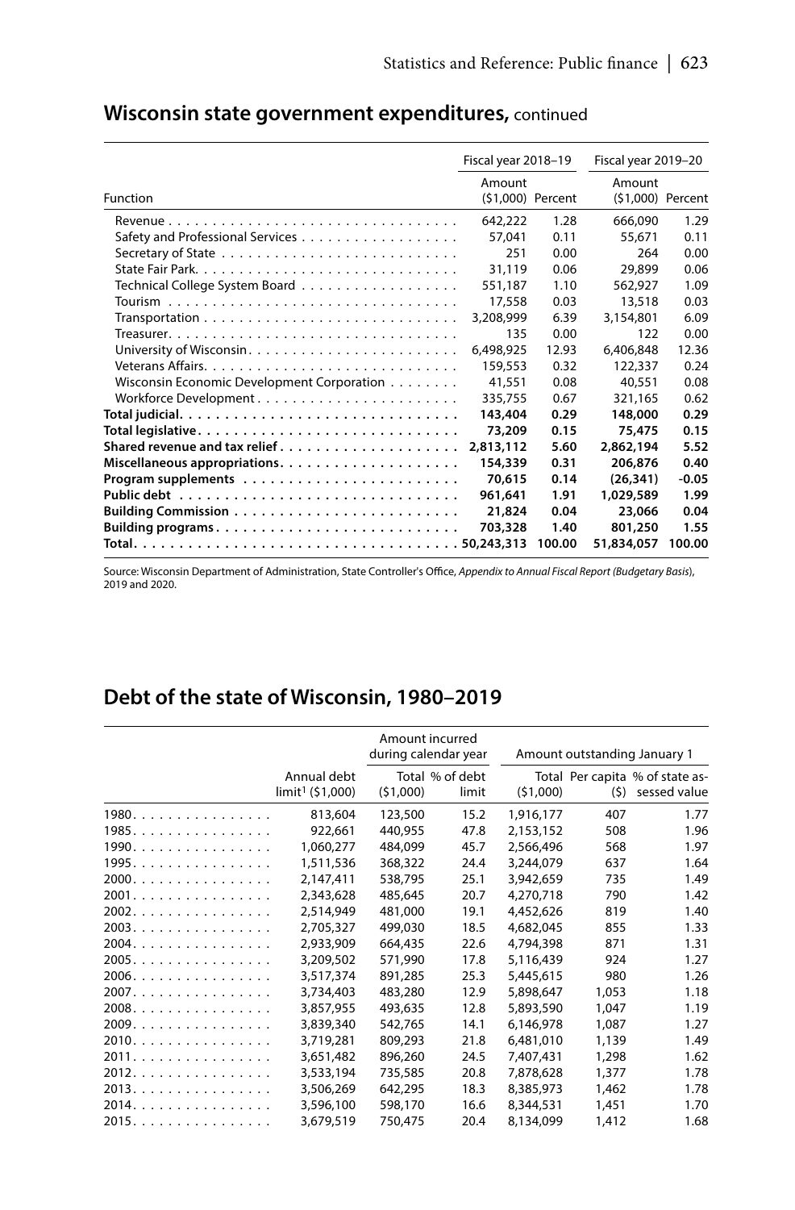## Wisconsin state government expenditures, continued

| Function | Fiscal year 2018–19 | | Fiscal year 2019–20 | |
|---|---|---|---|---|
| | Amount ($1,000) | Percent | Amount ($1,000) | Percent |
| Revenue | 642,222 | 1.28 | 666,090 | 1.29 |
| Safety and Professional Services | 57,041 | 0.11 | 55,671 | 0.11 |
| Secretary of State | 251 | 0.00 | 264 | 0.00 |
| State Fair Park | 31,119 | 0.06 | 29,899 | 0.06 |
| Technical College System Board | 551,187 | 1.10 | 562,927 | 1.09 |
| Tourism | 17,558 | 0.03 | 13,518 | 0.03 |
| Transportation | 3,208,999 | 6.39 | 3,154,801 | 6.09 |
| Treasurer | 135 | 0.00 | 122 | 0.00 |
| University of Wisconsin | 6,498,925 | 12.93 | 6,406,848 | 12.36 |
| Veterans Affairs | 159,553 | 0.32 | 122,337 | 0.24 |
| Wisconsin Economic Development Corporation | 41,551 | 0.08 | 40,551 | 0.08 |
| Workforce Development | 335,755 | 0.67 | 321,165 | 0.62 |
| **Total judicial** | **143,404** | **0.29** | **148,000** | **0.29** |
| **Total legislative** | **73,209** | **0.15** | **75,475** | **0.15** |
| **Shared revenue and tax relief** | **2,813,112** | **5.60** | **2,862,194** | **5.52** |
| **Miscellaneous appropriations** | **154,339** | **0.31** | **206,876** | **0.40** |
| **Program supplements** | **70,615** | **0.14** | **(26,341)** | **-0.05** |
| **Public debt** | **961,641** | **1.91** | **1,029,589** | **1.99** |
| **Building Commission** | **21,824** | **0.04** | **23,066** | **0.04** |
| **Building programs** | **703,328** | **1.40** | **801,250** | **1.55** |
| **Total** | **50,243,313** | **100.00** | **51,834,057** | **100.00** |

Source: Wisconsin Department of Administration, State Controller's Office, *Appendix to Annual Fiscal Report (Budgetary Basis)*, 2019 and 2020.

## Debt of the state of Wisconsin, 1980–2019

| | | Amount incurred during calendar year | | Amount outstanding January 1 | | |
|---|---|---|---|---|---|---|
| | Annual debt limit[1] ($1,000) | Total ($1,000) | % of debt limit | Total ($1,000) | Per capita ($) | % of state assessed value |
| 1980 | 813,604 | 123,500 | 15.2 | 1,916,177 | 407 | 1.77 |
| 1985 | 922,661 | 440,955 | 47.8 | 2,153,152 | 508 | 1.96 |
| 1990 | 1,060,277 | 484,099 | 45.7 | 2,566,496 | 568 | 1.97 |
| 1995 | 1,511,536 | 368,322 | 24.4 | 3,244,079 | 637 | 1.64 |
| 2000 | 2,147,411 | 538,795 | 25.1 | 3,942,659 | 735 | 1.49 |
| 2001 | 2,343,628 | 485,645 | 20.7 | 4,270,718 | 790 | 1.42 |
| 2002 | 2,514,949 | 481,000 | 19.1 | 4,452,626 | 819 | 1.40 |
| 2003 | 2,705,327 | 499,030 | 18.5 | 4,682,045 | 855 | 1.33 |
| 2004 | 2,933,909 | 664,435 | 22.6 | 4,794,398 | 871 | 1.31 |
| 2005 | 3,209,502 | 571,990 | 17.8 | 5,116,439 | 924 | 1.27 |
| 2006 | 3,517,374 | 891,285 | 25.3 | 5,445,615 | 980 | 1.26 |
| 2007 | 3,734,403 | 483,280 | 12.9 | 5,898,647 | 1,053 | 1.18 |
| 2008 | 3,857,955 | 493,635 | 12.8 | 5,893,590 | 1,047 | 1.19 |
| 2009 | 3,839,340 | 542,765 | 14.1 | 6,146,978 | 1,087 | 1.27 |
| 2010 | 3,719,281 | 809,293 | 21.8 | 6,481,010 | 1,139 | 1.49 |
| 2011 | 3,651,482 | 896,260 | 24.5 | 7,407,431 | 1,298 | 1.62 |
| 2012 | 3,533,194 | 735,585 | 20.8 | 7,878,628 | 1,377 | 1.78 |
| 2013 | 3,506,269 | 642,295 | 18.3 | 8,385,973 | 1,462 | 1.78 |
| 2014 | 3,596,100 | 598,170 | 16.6 | 8,344,531 | 1,451 | 1.70 |
| 2015 | 3,679,519 | 750,475 | 20.4 | 8,134,099 | 1,412 | 1.68 |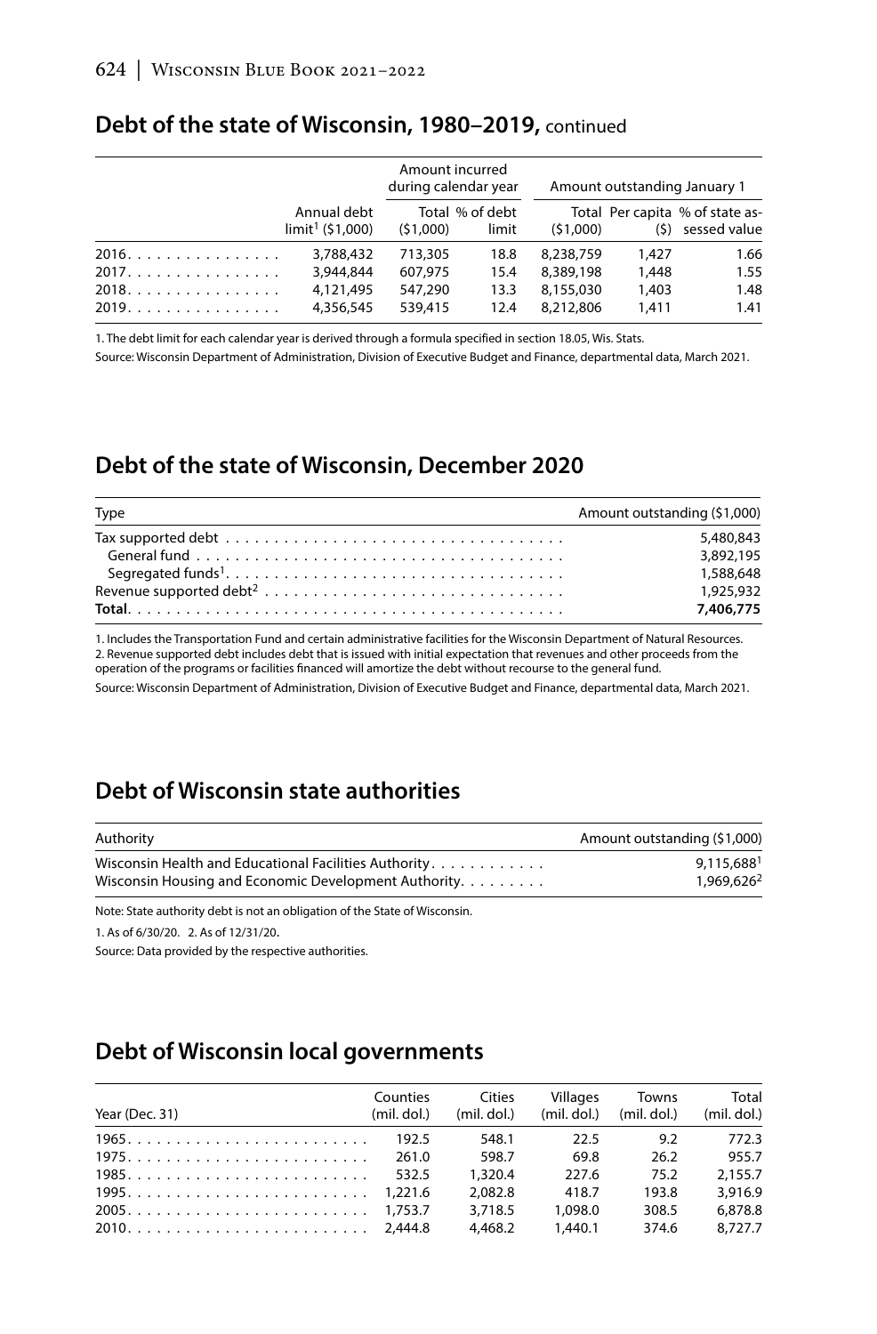## Debt of the state of Wisconsin, 1980–2019, continued

| | | Amount incurred during calendar year | | Amount outstanding January 1 | | |
|---|---|---|---|---|---|---|
| | Annual debt limit[1] ($1,000) | Total ($1,000) | % of debt limit | Total ($1,000) | Per capita ($) | % of state assessed value |
| 2016 | 3,788,432 | 713,305 | 18.8 | 8,238,759 | 1,427 | 1.66 |
| 2017 | 3,944,844 | 607,975 | 15.4 | 8,389,198 | 1,448 | 1.55 |
| 2018 | 4,121,495 | 547,290 | 13.3 | 8,155,030 | 1,403 | 1.48 |
| 2019 | 4,356,545 | 539,415 | 12.4 | 8,212,806 | 1,411 | 1.41 |

1. The debt limit for each calendar year is derived through a formula specified in section 18.05, Wis. Stats.

Source: Wisconsin Department of Administration, Division of Executive Budget and Finance, departmental data, March 2021.

## Debt of the state of Wisconsin, December 2020

| Type | Amount outstanding ($1,000) |
|---|---|
| Tax supported debt | 5,480,843 |
| General fund | 3,892,195 |
| Segregated funds[1] | 1,588,648 |
| Revenue supported debt[2] | 1,925,932 |
| **Total** | **7,406,775** |

1. Includes the Transportation Fund and certain administrative facilities for the Wisconsin Department of Natural Resources.
2. Revenue supported debt includes debt that is issued with initial expectation that revenues and other proceeds from the operation of the programs or facilities financed will amortize the debt without recourse to the general fund.

Source: Wisconsin Department of Administration, Division of Executive Budget and Finance, departmental data, March 2021.

## Debt of Wisconsin state authorities

| Authority | Amount outstanding ($1,000) |
|---|---|
| Wisconsin Health and Educational Facilities Authority | 9,115,688[1] |
| Wisconsin Housing and Economic Development Authority | 1,969,626[2] |

Note: State authority debt is not an obligation of the State of Wisconsin.

1. As of 6/30/20. 2. As of 12/31/20.

Source: Data provided by the respective authorities.

## Debt of Wisconsin local governments

| Year (Dec. 31) | Counties (mil. dol.) | Cities (mil. dol.) | Villages (mil. dol.) | Towns (mil. dol.) | Total (mil. dol.) |
|---|---|---|---|---|---|
| 1965 | 192.5 | 548.1 | 22.5 | 9.2 | 772.3 |
| 1975 | 261.0 | 598.7 | 69.8 | 26.2 | 955.7 |
| 1985 | 532.5 | 1,320.4 | 227.6 | 75.2 | 2,155.7 |
| 1995 | 1,221.6 | 2,082.8 | 418.7 | 193.8 | 3,916.9 |
| 2005 | 1,753.7 | 3,718.5 | 1,098.0 | 308.5 | 6,878.8 |
| 2010 | 2,444.8 | 4,468.2 | 1,440.1 | 374.6 | 8,727.7 |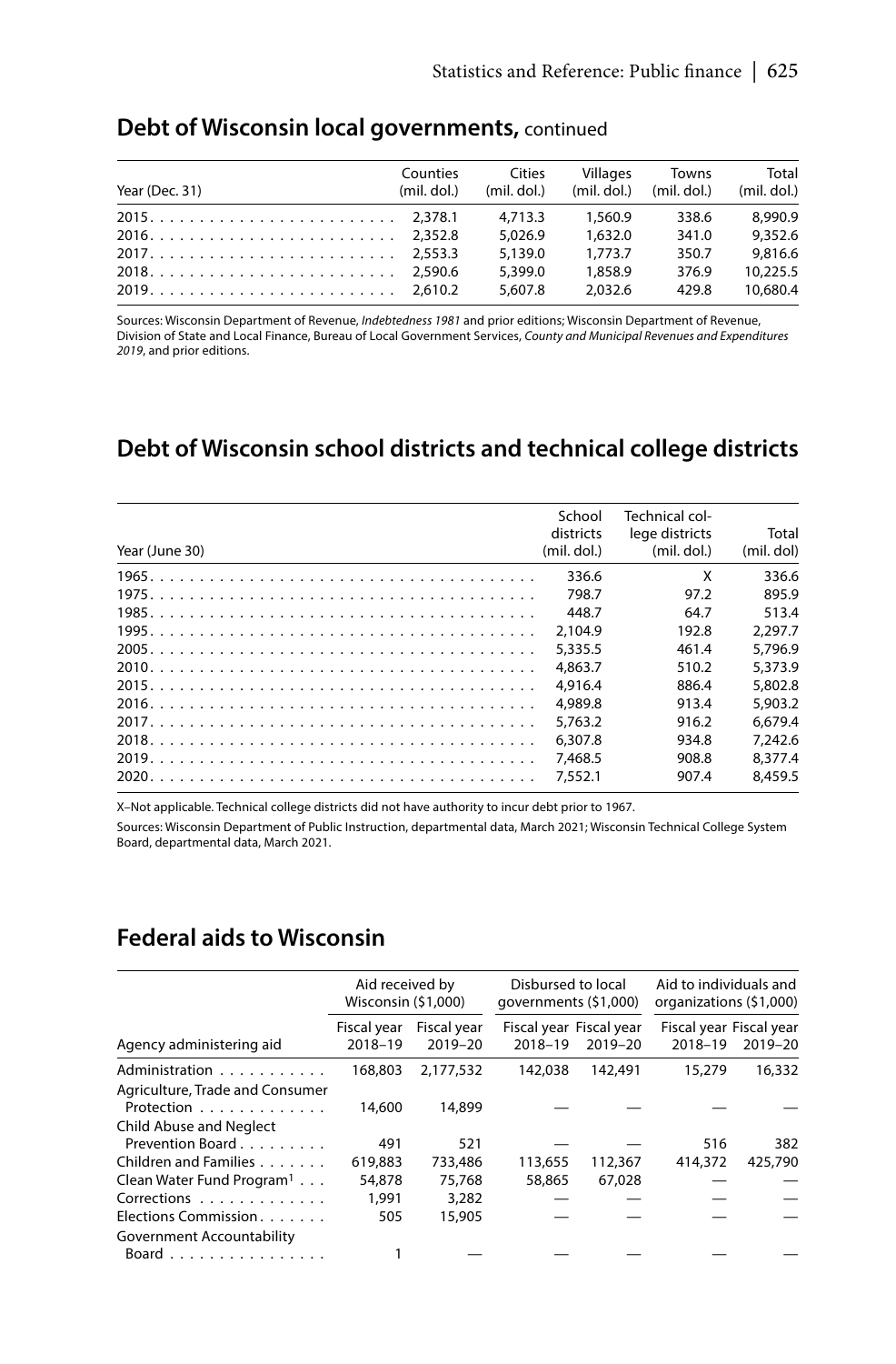## Debt of Wisconsin local governments, continued

| Year (Dec. 31) | Counties (mil. dol.) | Cities (mil. dol.) | Villages (mil. dol.) | Towns (mil. dol.) | Total (mil. dol.) |
|---|---|---|---|---|---|
| 2015 | 2,378.1 | 4,713.3 | 1,560.9 | 338.6 | 8,990.9 |
| 2016 | 2,352.8 | 5,026.9 | 1,632.0 | 341.0 | 9,352.6 |
| 2017 | 2,553.3 | 5,139.0 | 1,773.7 | 350.7 | 9,816.6 |
| 2018 | 2,590.6 | 5,399.0 | 1,858.9 | 376.9 | 10,225.5 |
| 2019 | 2,610.2 | 5,607.8 | 2,032.6 | 429.8 | 10,680.4 |

Sources: Wisconsin Department of Revenue, *Indebtedness 1981* and prior editions; Wisconsin Department of Revenue, Division of State and Local Finance, Bureau of Local Government Services, *County and Municipal Revenues and Expenditures 2019*, and prior editions.

## Debt of Wisconsin school districts and technical college districts

| Year (June 30) | School districts (mil. dol.) | Technical college districts (mil. dol.) | Total (mil. dol) |
|---|---|---|---|
| 1965 | 336.6 | X | 336.6 |
| 1975 | 798.7 | 97.2 | 895.9 |
| 1985 | 448.7 | 64.7 | 513.4 |
| 1995 | 2,104.9 | 192.8 | 2,297.7 |
| 2005 | 5,335.5 | 461.4 | 5,796.9 |
| 2010 | 4,863.7 | 510.2 | 5,373.9 |
| 2015 | 4,916.4 | 886.4 | 5,802.8 |
| 2016 | 4,989.8 | 913.4 | 5,903.2 |
| 2017 | 5,763.2 | 916.2 | 6,679.4 |
| 2018 | 6,307.8 | 934.8 | 7,242.6 |
| 2019 | 7,468.5 | 908.8 | 8,377.4 |
| 2020 | 7,552.1 | 907.4 | 8,459.5 |

X–Not applicable. Technical college districts did not have authority to incur debt prior to 1967.

Sources: Wisconsin Department of Public Instruction, departmental data, March 2021; Wisconsin Technical College System Board, departmental data, March 2021.

## Federal aids to Wisconsin

| | Aid received by Wisconsin ($1,000) | | Disbursed to local governments ($1,000) | | Aid to individuals and organizations ($1,000) | |
|---|---|---|---|---|---|---|
| Agency administering aid | Fiscal year 2018–19 | Fiscal year 2019–20 | Fiscal year 2018–19 | Fiscal year 2019–20 | Fiscal year 2018–19 | Fiscal year 2019–20 |
| Administration | 168,803 | 2,177,532 | 142,038 | 142,491 | 15,279 | 16,332 |
| Agriculture, Trade and Consumer Protection | 14,600 | 14,899 | — | — | — | — |
| Child Abuse and Neglect Prevention Board | 491 | 521 | — | — | 516 | 382 |
| Children and Families | 619,883 | 733,486 | 113,655 | 112,367 | 414,372 | 425,790 |
| Clean Water Fund Program[1] | 54,878 | 75,768 | 58,865 | 67,028 | — | — |
| Corrections | 1,991 | 3,282 | — | — | — | — |
| Elections Commission | 505 | 15,905 | — | — | — | — |
| Government Accountability Board | 1 | — | — | — | — | — |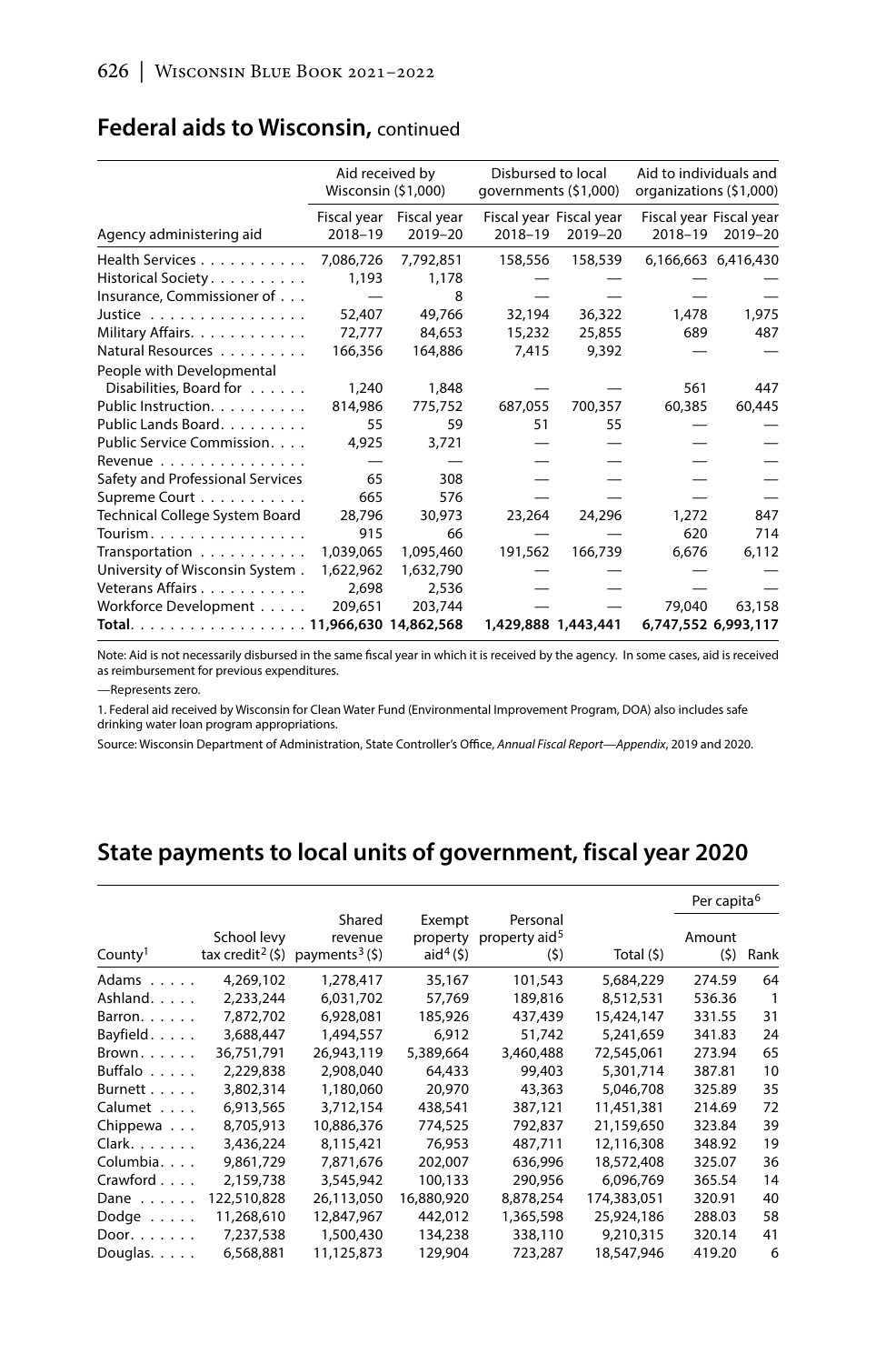## Federal aids to Wisconsin, continued

| Agency administering aid | Aid received by Wisconsin ($1,000) | | Disbursed to local governments ($1,000) | | Aid to individuals and organizations ($1,000) | |
|---|---|---|---|---|---|---|
| | Fiscal year 2018–19 | Fiscal year 2019–20 | Fiscal year 2018–19 | Fiscal year 2019–20 | Fiscal year 2018–19 | Fiscal year 2019–20 |
| Health Services | 7,086,726 | 7,792,851 | 158,556 | 158,539 | 6,166,663 | 6,416,430 |
| Historical Society | 1,193 | 1,178 | — | — | — | — |
| Insurance, Commissioner of | — | 8 | — | — | — | — |
| Justice | 52,407 | 49,766 | 32,194 | 36,322 | 1,478 | 1,975 |
| Military Affairs | 72,777 | 84,653 | 15,232 | 25,855 | 689 | 487 |
| Natural Resources | 166,356 | 164,886 | 7,415 | 9,392 | — | — |
| People with Developmental Disabilities, Board for | 1,240 | 1,848 | — | — | 561 | 447 |
| Public Instruction | 814,986 | 775,752 | 687,055 | 700,357 | 60,385 | 60,445 |
| Public Lands Board | 55 | 59 | 51 | 55 | — | — |
| Public Service Commission | 4,925 | 3,721 | — | — | — | — |
| Revenue | — | — | — | — | — | — |
| Safety and Professional Services | 65 | 308 | — | — | — | — |
| Supreme Court | 665 | 576 | — | — | — | — |
| Technical College System Board | 28,796 | 30,973 | 23,264 | 24,296 | 1,272 | 847 |
| Tourism | 915 | 66 | — | — | 620 | 714 |
| Transportation | 1,039,065 | 1,095,460 | 191,562 | 166,739 | 6,676 | 6,112 |
| University of Wisconsin System | 1,622,962 | 1,632,790 | — | — | — | — |
| Veterans Affairs | 2,698 | 2,536 | — | — | — | — |
| Workforce Development | 209,651 | 203,744 | — | — | 79,040 | 63,158 |
| **Total** | **11,966,630** | **14,862,568** | **1,429,888** | **1,443,441** | **6,747,552** | **6,993,117** |

Note: Aid is not necessarily disbursed in the same fiscal year in which it is received by the agency. In some cases, aid is received as reimbursement for previous expenditures.

—Represents zero.

1. Federal aid received by Wisconsin for Clean Water Fund (Environmental Improvement Program, DOA) also includes safe drinking water loan program appropriations.

Source: Wisconsin Department of Administration, State Controller's Office, *Annual Fiscal Report—Appendix*, 2019 and 2020.

## State payments to local units of government, fiscal year 2020

| County[1] | School levy tax credit[2] ($) | Shared revenue payments[3] ($) | Exempt property aid[4] ($) | Personal property aid[5] ($) | Total ($) | Per capita[6] Amount ($) | Rank |
|---|---|---|---|---|---|---|---|
| Adams | 4,269,102 | 1,278,417 | 35,167 | 101,543 | 5,684,229 | 274.59 | 64 |
| Ashland | 2,233,244 | 6,031,702 | 57,769 | 189,816 | 8,512,531 | 536.36 | 1 |
| Barron | 7,872,702 | 6,928,081 | 185,926 | 437,439 | 15,424,147 | 331.55 | 31 |
| Bayfield | 3,688,447 | 1,494,557 | 6,912 | 51,742 | 5,241,659 | 341.83 | 24 |
| Brown | 36,751,791 | 26,943,119 | 5,389,664 | 3,460,488 | 72,545,061 | 273.94 | 65 |
| Buffalo | 2,229,838 | 2,908,040 | 64,433 | 99,403 | 5,301,714 | 387.81 | 10 |
| Burnett | 3,802,314 | 1,180,060 | 20,970 | 43,363 | 5,046,708 | 325.89 | 35 |
| Calumet | 6,913,565 | 3,712,154 | 438,541 | 387,121 | 11,451,381 | 214.69 | 72 |
| Chippewa | 8,705,913 | 10,886,376 | 774,525 | 792,837 | 21,159,650 | 323.84 | 39 |
| Clark | 3,436,224 | 8,115,421 | 76,953 | 487,711 | 12,116,308 | 348.92 | 19 |
| Columbia | 9,861,729 | 7,871,676 | 202,007 | 636,996 | 18,572,408 | 325.07 | 36 |
| Crawford | 2,159,738 | 3,545,942 | 100,133 | 290,956 | 6,096,769 | 365.54 | 14 |
| Dane | 122,510,828 | 26,113,050 | 16,880,920 | 8,878,254 | 174,383,051 | 320.91 | 40 |
| Dodge | 11,268,610 | 12,847,967 | 442,012 | 1,365,598 | 25,924,186 | 288.03 | 58 |
| Door | 7,237,538 | 1,500,430 | 134,238 | 338,110 | 9,210,315 | 320.14 | 41 |
| Douglas | 6,568,881 | 11,125,873 | 129,904 | 723,287 | 18,547,946 | 419.20 | 6 |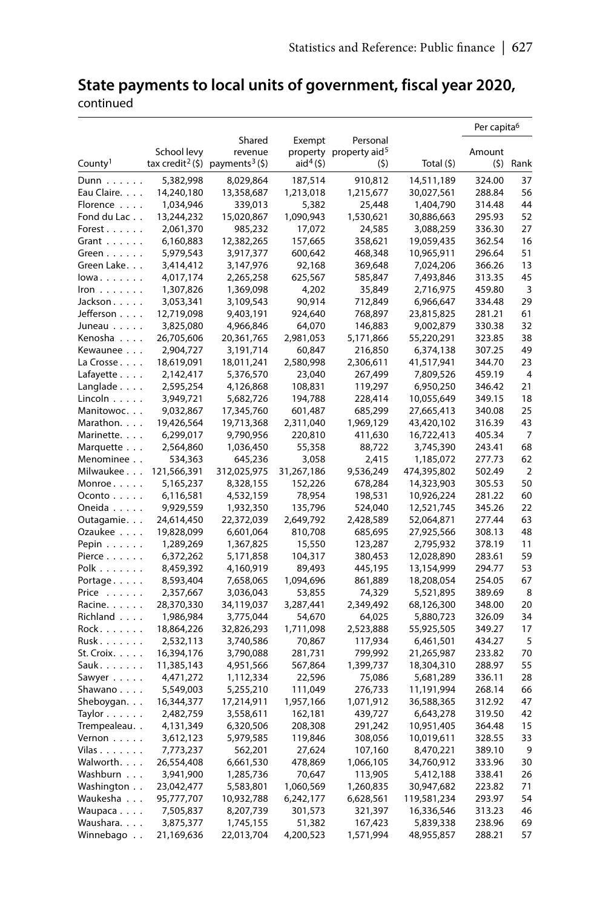## State payments to local units of government, fiscal year 2020, continued

| County[1] | School levy tax credit[2] ($) | Shared revenue payments[3] ($) | Exempt property aid[4] ($) | Personal property aid[5] ($) | Total ($) | Per capita[6] Amount ($) | Rank |
|---|---|---|---|---|---|---|---|
| Dunn | 5,382,998 | 8,029,864 | 187,514 | 910,812 | 14,511,189 | 324.00 | 37 |
| Eau Claire | 14,240,180 | 13,358,687 | 1,213,018 | 1,215,677 | 30,027,561 | 288.84 | 56 |
| Florence | 1,034,946 | 339,013 | 5,382 | 25,448 | 1,404,790 | 314.48 | 44 |
| Fond du Lac | 13,244,232 | 15,020,867 | 1,090,943 | 1,530,621 | 30,886,663 | 295.93 | 52 |
| Forest | 2,061,370 | 985,232 | 17,072 | 24,585 | 3,088,259 | 336.30 | 27 |
| Grant | 6,160,883 | 12,382,265 | 157,665 | 358,621 | 19,059,435 | 362.54 | 16 |
| Green | 5,979,543 | 3,917,377 | 600,642 | 468,348 | 10,965,911 | 296.64 | 51 |
| Green Lake | 3,414,412 | 3,147,976 | 92,168 | 369,648 | 7,024,206 | 366.26 | 13 |
| Iowa | 4,017,174 | 2,265,258 | 625,567 | 585,847 | 7,493,846 | 313.35 | 45 |
| Iron | 1,307,826 | 1,369,098 | 4,202 | 35,849 | 2,716,975 | 459.80 | 3 |
| Jackson | 3,053,341 | 3,109,543 | 90,914 | 712,849 | 6,966,647 | 334.48 | 29 |
| Jefferson | 12,719,098 | 9,403,191 | 924,640 | 768,897 | 23,815,825 | 281.21 | 61 |
| Juneau | 3,825,080 | 4,966,846 | 64,070 | 146,883 | 9,002,879 | 330.38 | 32 |
| Kenosha | 26,705,606 | 20,361,765 | 2,981,053 | 5,171,866 | 55,220,291 | 323.85 | 38 |
| Kewaunee | 2,904,727 | 3,191,714 | 60,847 | 216,850 | 6,374,138 | 307.25 | 49 |
| La Crosse | 18,619,091 | 18,011,241 | 2,580,998 | 2,306,611 | 41,517,941 | 344.70 | 23 |
| Lafayette | 2,142,417 | 5,376,570 | 23,040 | 267,499 | 7,809,526 | 459.19 | 4 |
| Langlade | 2,595,254 | 4,126,868 | 108,831 | 119,297 | 6,950,250 | 346.42 | 21 |
| Lincoln | 3,949,721 | 5,682,726 | 194,788 | 228,414 | 10,055,649 | 349.15 | 18 |
| Manitowoc | 9,032,867 | 17,345,760 | 601,487 | 685,299 | 27,665,413 | 340.08 | 25 |
| Marathon | 19,426,564 | 19,713,368 | 2,311,040 | 1,969,129 | 43,420,102 | 316.39 | 43 |
| Marinette | 6,299,017 | 9,790,956 | 220,810 | 411,630 | 16,722,413 | 405.34 | 7 |
| Marquette | 2,564,860 | 1,036,450 | 55,358 | 88,722 | 3,745,390 | 243.41 | 68 |
| Menominee | 534,363 | 645,236 | 3,058 | 2,415 | 1,185,072 | 277.73 | 62 |
| Milwaukee | 121,566,391 | 312,025,975 | 31,267,186 | 9,536,249 | 474,395,802 | 502.49 | 2 |
| Monroe | 5,165,237 | 8,328,155 | 152,226 | 678,284 | 14,323,903 | 305.53 | 50 |
| Oconto | 6,116,581 | 4,532,159 | 78,954 | 198,531 | 10,926,224 | 281.22 | 60 |
| Oneida | 9,929,559 | 1,932,350 | 135,796 | 524,040 | 12,521,745 | 345.26 | 22 |
| Outagamie | 24,614,450 | 22,372,039 | 2,649,792 | 2,428,589 | 52,064,871 | 277.44 | 63 |
| Ozaukee | 19,828,099 | 6,601,064 | 810,708 | 685,695 | 27,925,566 | 308.13 | 48 |
| Pepin | 1,289,269 | 1,367,825 | 15,550 | 123,287 | 2,795,932 | 378.19 | 11 |
| Pierce | 6,372,262 | 5,171,858 | 104,317 | 380,453 | 12,028,890 | 283.61 | 59 |
| Polk | 8,459,392 | 4,160,919 | 89,493 | 445,195 | 13,154,999 | 294.77 | 53 |
| Portage | 8,593,404 | 7,658,065 | 1,094,696 | 861,889 | 18,208,054 | 254.05 | 67 |
| Price | 2,357,667 | 3,036,043 | 53,855 | 74,329 | 5,521,895 | 389.69 | 8 |
| Racine | 28,370,330 | 34,119,037 | 3,287,441 | 2,349,492 | 68,126,300 | 348.00 | 20 |
| Richland | 1,986,984 | 3,775,044 | 54,670 | 64,025 | 5,880,723 | 326.09 | 34 |
| Rock | 18,864,226 | 32,826,293 | 1,711,098 | 2,523,888 | 55,925,505 | 349.27 | 17 |
| Rusk | 2,532,113 | 3,740,586 | 70,867 | 117,934 | 6,461,501 | 434.27 | 5 |
| St. Croix | 16,394,176 | 3,790,088 | 281,731 | 799,992 | 21,265,987 | 233.82 | 70 |
| Sauk | 11,385,143 | 4,951,566 | 567,864 | 1,399,737 | 18,304,310 | 288.97 | 55 |
| Sawyer | 4,471,272 | 1,112,334 | 22,596 | 75,086 | 5,681,289 | 336.11 | 28 |
| Shawano | 5,549,003 | 5,255,210 | 111,049 | 276,733 | 11,191,994 | 268.14 | 66 |
| Sheboygan | 16,344,377 | 17,214,911 | 1,957,166 | 1,071,912 | 36,588,365 | 312.92 | 47 |
| Taylor | 2,482,759 | 3,558,611 | 162,181 | 439,727 | 6,643,278 | 319.50 | 42 |
| Trempealeau | 4,131,349 | 6,320,506 | 208,308 | 291,242 | 10,951,405 | 364.48 | 15 |
| Vernon | 3,612,123 | 5,979,585 | 119,846 | 308,056 | 10,019,611 | 328.55 | 33 |
| Vilas | 7,773,237 | 562,201 | 27,624 | 107,160 | 8,470,221 | 389.10 | 9 |
| Walworth | 26,554,408 | 6,661,530 | 478,869 | 1,066,105 | 34,760,912 | 333.96 | 30 |
| Washburn | 3,941,900 | 1,285,736 | 70,647 | 113,905 | 5,412,188 | 338.41 | 26 |
| Washington | 23,042,477 | 5,583,801 | 1,060,569 | 1,260,835 | 30,947,682 | 223.82 | 71 |
| Waukesha | 95,777,707 | 10,932,788 | 6,242,177 | 6,628,561 | 119,581,234 | 293.97 | 54 |
| Waupaca | 7,505,837 | 8,207,739 | 301,573 | 321,397 | 16,336,546 | 313.23 | 46 |
| Waushara | 3,875,377 | 1,745,155 | 51,382 | 167,423 | 5,839,338 | 238.96 | 69 |
| Winnebago | 21,169,636 | 22,013,704 | 4,200,523 | 1,571,994 | 48,955,857 | 288.21 | 57 |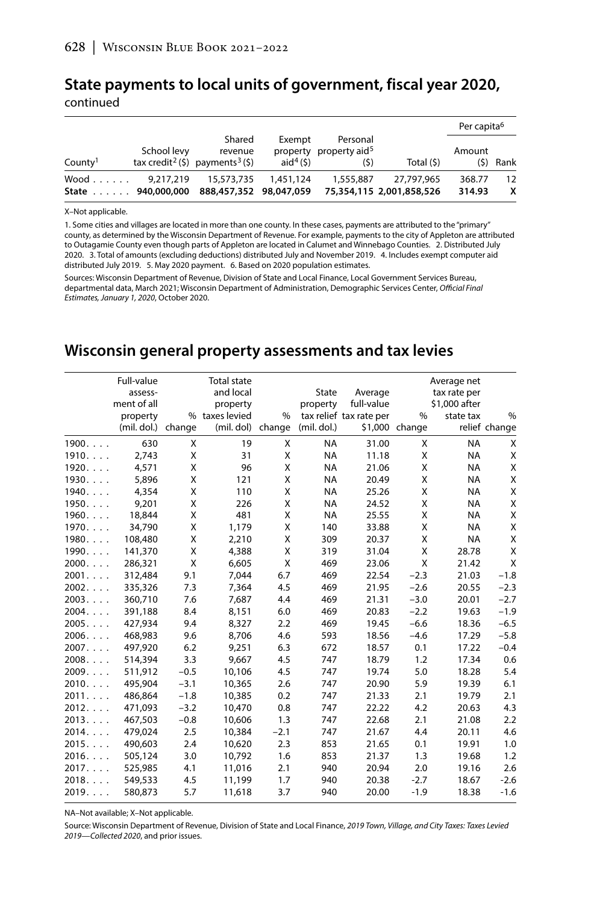## State payments to local units of government, fiscal year 2020, continued

| County[1] | School levy tax credit[2] ($) | Shared revenue payments[3] ($) | Exempt property aid[4] ($) | Personal property aid[5] ($) | Total ($) | Per capita[6] Amount ($) | Rank |
|---|---|---|---|---|---|---|---|
| Wood | 9,217,219 | 15,573,735 | 1,451,124 | 1,555,887 | 27,797,965 | 368.77 | 12 |
| **State** | **940,000,000** | **888,457,352** | **98,047,059** | **75,354,115** | **2,001,858,526** | **314.93** | **X** |

X–Not applicable.

1. Some cities and villages are located in more than one county. In these cases, payments are attributed to the "primary" county, as determined by the Wisconsin Department of Revenue. For example, payments to the city of Appleton are attributed to Outagamie County even though parts of Appleton are located in Calumet and Winnebago Counties. 2. Distributed July 2020. 3. Total of amounts (excluding deductions) distributed July and November 2019. 4. Includes exempt computer aid distributed July 2019. 5. May 2020 payment. 6. Based on 2020 population estimates.

Sources: Wisconsin Department of Revenue, Division of State and Local Finance, Local Government Services Bureau, departmental data, March 2021; Wisconsin Department of Administration, Demographic Services Center, *Official Final Estimates, January 1, 2020*, October 2020.

## Wisconsin general property assessments and tax levies

| | Full-value assessment of all property (mil. dol.) | % change | Total state and local property taxes levied (mil. dol) | % change | State property tax relief (mil. dol.) | Average full-value tax rate per $1,000 | % change | Average net tax rate per $1,000 after state tax relief | % change |
|---|---|---|---|---|---|---|---|---|---|
| 1900 | 630 | X | 19 | X | NA | 31.00 | X | NA | X |
| 1910 | 2,743 | X | 31 | X | NA | 11.18 | X | NA | X |
| 1920 | 4,571 | X | 96 | X | NA | 21.06 | X | NA | X |
| 1930 | 5,896 | X | 121 | X | NA | 20.49 | X | NA | X |
| 1940 | 4,354 | X | 110 | X | NA | 25.26 | X | NA | X |
| 1950 | 9,201 | X | 226 | X | NA | 24.52 | X | NA | X |
| 1960 | 18,844 | X | 481 | X | NA | 25.55 | X | NA | X |
| 1970 | 34,790 | X | 1,179 | X | 140 | 33.88 | X | NA | X |
| 1980 | 108,480 | X | 2,210 | X | 309 | 20.37 | X | NA | X |
| 1990 | 141,370 | X | 4,388 | X | 319 | 31.04 | X | 28.78 | X |
| 2000 | 286,321 | X | 6,605 | X | 469 | 23.06 | X | 21.42 | X |
| 2001 | 312,484 | 9.1 | 7,044 | 6.7 | 469 | 22.54 | −2.3 | 21.03 | −1.8 |
| 2002 | 335,326 | 7.3 | 7,364 | 4.5 | 469 | 21.95 | −2.6 | 20.55 | −2.3 |
| 2003 | 360,710 | 7.6 | 7,687 | 4.4 | 469 | 21.31 | −3.0 | 20.01 | −2.7 |
| 2004 | 391,188 | 8.4 | 8,151 | 6.0 | 469 | 20.83 | −2.2 | 19.63 | −1.9 |
| 2005 | 427,934 | 9.4 | 8,327 | 2.2 | 469 | 19.45 | −6.6 | 18.36 | −6.5 |
| 2006 | 468,983 | 9.6 | 8,706 | 4.6 | 593 | 18.56 | −4.6 | 17.29 | −5.8 |
| 2007 | 497,920 | 6.2 | 9,251 | 6.3 | 672 | 18.57 | 0.1 | 17.22 | −0.4 |
| 2008 | 514,394 | 3.3 | 9,667 | 4.5 | 747 | 18.79 | 1.2 | 17.34 | 0.6 |
| 2009 | 511,912 | −0.5 | 10,106 | 4.5 | 747 | 19.74 | 5.0 | 18.28 | 5.4 |
| 2010 | 495,904 | −3.1 | 10,365 | 2.6 | 747 | 20.90 | 5.9 | 19.39 | 6.1 |
| 2011 | 486,864 | −1.8 | 10,385 | 0.2 | 747 | 21.33 | 2.1 | 19.79 | 2.1 |
| 2012 | 471,093 | −3.2 | 10,470 | 0.8 | 747 | 22.22 | 4.2 | 20.63 | 4.3 |
| 2013 | 467,503 | −0.8 | 10,606 | 1.3 | 747 | 22.68 | 2.1 | 21.08 | 2.2 |
| 2014 | 479,024 | 2.5 | 10,384 | −2.1 | 747 | 21.67 | 4.4 | 20.11 | 4.6 |
| 2015 | 490,603 | 2.4 | 10,620 | 2.3 | 853 | 21.65 | 0.1 | 19.91 | 1.0 |
| 2016 | 505,124 | 3.0 | 10,792 | 1.6 | 853 | 21.37 | 1.3 | 19.68 | 1.2 |
| 2017 | 525,985 | 4.1 | 11,016 | 2.1 | 940 | 20.94 | 2.0 | 19.16 | 2.6 |
| 2018 | 549,533 | 4.5 | 11,199 | 1.7 | 940 | 20.38 | -2.7 | 18.67 | -2.6 |
| 2019 | 580,873 | 5.7 | 11,618 | 3.7 | 940 | 20.00 | -1.9 | 18.38 | -1.6 |

NA–Not available; X–Not applicable.

Source: Wisconsin Department of Revenue, Division of State and Local Finance, *2019 Town, Village, and City Taxes: Taxes Levied 2019—Collected 2020*, and prior issues.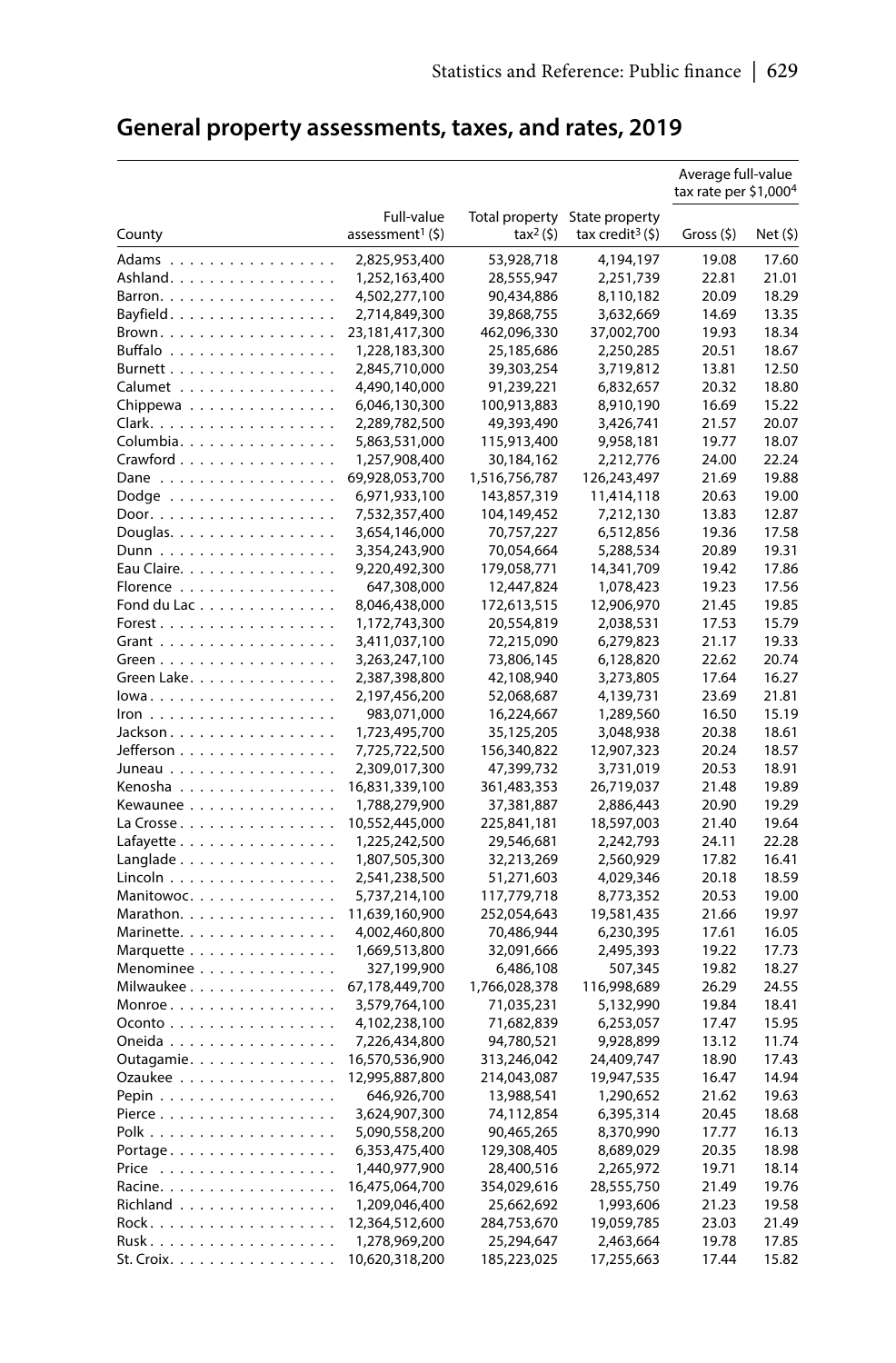## General property assessments, taxes, and rates, 2019

| County | Full-value assessment[1] ($) | Total property tax[2] ($) | State property tax credit[3] ($) | Average full-value tax rate per $1,000[4] | |
|---|---|---|---|---|---|
| | | | | Gross ($) | Net ($) |
| Adams | 2,825,953,400 | 53,928,718 | 4,194,197 | 19.08 | 17.60 |
| Ashland | 1,252,163,400 | 28,555,947 | 2,251,739 | 22.81 | 21.01 |
| Barron | 4,502,277,100 | 90,434,886 | 8,110,182 | 20.09 | 18.29 |
| Bayfield | 2,714,849,300 | 39,868,755 | 3,632,669 | 14.69 | 13.35 |
| Brown | 23,181,417,300 | 462,096,330 | 37,002,700 | 19.93 | 18.34 |
| Buffalo | 1,228,183,300 | 25,185,686 | 2,250,285 | 20.51 | 18.67 |
| Burnett | 2,845,710,000 | 39,303,254 | 3,719,812 | 13.81 | 12.50 |
| Calumet | 4,490,140,000 | 91,239,221 | 6,832,657 | 20.32 | 18.80 |
| Chippewa | 6,046,130,300 | 100,913,883 | 8,910,190 | 16.69 | 15.22 |
| Clark | 2,289,782,500 | 49,393,490 | 3,426,741 | 21.57 | 20.07 |
| Columbia | 5,863,531,000 | 115,913,400 | 9,958,181 | 19.77 | 18.07 |
| Crawford | 1,257,908,400 | 30,184,162 | 2,212,776 | 24.00 | 22.24 |
| Dane | 69,928,053,700 | 1,516,756,787 | 126,243,497 | 21.69 | 19.88 |
| Dodge | 6,971,933,100 | 143,857,319 | 11,414,118 | 20.63 | 19.00 |
| Door | 7,532,357,400 | 104,149,452 | 7,212,130 | 13.83 | 12.87 |
| Douglas | 3,654,146,000 | 70,757,227 | 6,512,856 | 19.36 | 17.58 |
| Dunn | 3,354,243,900 | 70,054,664 | 5,288,534 | 20.89 | 19.31 |
| Eau Claire | 9,220,492,300 | 179,058,771 | 14,341,709 | 19.42 | 17.86 |
| Florence | 647,308,000 | 12,447,824 | 1,078,423 | 19.23 | 17.56 |
| Fond du Lac | 8,046,438,000 | 172,613,515 | 12,906,970 | 21.45 | 19.85 |
| Forest | 1,172,743,300 | 20,554,819 | 2,038,531 | 17.53 | 15.79 |
| Grant | 3,411,037,100 | 72,215,090 | 6,279,823 | 21.17 | 19.33 |
| Green | 3,263,247,100 | 73,806,145 | 6,128,820 | 22.62 | 20.74 |
| Green Lake | 2,387,398,800 | 42,108,940 | 3,273,805 | 17.64 | 16.27 |
| Iowa | 2,197,456,200 | 52,068,687 | 4,139,731 | 23.69 | 21.81 |
| Iron | 983,071,000 | 16,224,667 | 1,289,560 | 16.50 | 15.19 |
| Jackson | 1,723,495,700 | 35,125,205 | 3,048,938 | 20.38 | 18.61 |
| Jefferson | 7,725,722,500 | 156,340,822 | 12,907,323 | 20.24 | 18.57 |
| Juneau | 2,309,017,300 | 47,399,732 | 3,731,019 | 20.53 | 18.91 |
| Kenosha | 16,831,339,100 | 361,483,353 | 26,719,037 | 21.48 | 19.89 |
| Kewaunee | 1,788,279,900 | 37,381,887 | 2,886,443 | 20.90 | 19.29 |
| La Crosse | 10,552,445,000 | 225,841,181 | 18,597,003 | 21.40 | 19.64 |
| Lafayette | 1,225,242,500 | 29,546,681 | 2,242,793 | 24.11 | 22.28 |
| Langlade | 1,807,505,300 | 32,213,269 | 2,560,929 | 17.82 | 16.41 |
| Lincoln | 2,541,238,500 | 51,271,603 | 4,029,346 | 20.18 | 18.59 |
| Manitowoc | 5,737,214,100 | 117,779,718 | 8,773,352 | 20.53 | 19.00 |
| Marathon | 11,639,160,900 | 252,054,643 | 19,581,435 | 21.66 | 19.97 |
| Marinette | 4,002,460,800 | 70,486,944 | 6,230,395 | 17.61 | 16.05 |
| Marquette | 1,669,513,800 | 32,091,666 | 2,495,393 | 19.22 | 17.73 |
| Menominee | 327,199,900 | 6,486,108 | 507,345 | 19.82 | 18.27 |
| Milwaukee | 67,178,449,700 | 1,766,028,378 | 116,998,689 | 26.29 | 24.55 |
| Monroe | 3,579,764,100 | 71,035,231 | 5,132,990 | 19.84 | 18.41 |
| Oconto | 4,102,238,100 | 71,682,839 | 6,253,057 | 17.47 | 15.95 |
| Oneida | 7,226,434,800 | 94,780,521 | 9,928,899 | 13.12 | 11.74 |
| Outagamie | 16,570,536,900 | 313,246,042 | 24,409,747 | 18.90 | 17.43 |
| Ozaukee | 12,995,887,800 | 214,043,087 | 19,947,535 | 16.47 | 14.94 |
| Pepin | 646,926,700 | 13,988,541 | 1,290,652 | 21.62 | 19.63 |
| Pierce | 3,624,907,300 | 74,112,854 | 6,395,314 | 20.45 | 18.68 |
| Polk | 5,090,558,200 | 90,465,265 | 8,370,990 | 17.77 | 16.13 |
| Portage | 6,353,475,400 | 129,308,405 | 8,689,029 | 20.35 | 18.98 |
| Price | 1,440,977,900 | 28,400,516 | 2,265,972 | 19.71 | 18.14 |
| Racine | 16,475,064,700 | 354,029,616 | 28,555,750 | 21.49 | 19.76 |
| Richland | 1,209,046,400 | 25,662,692 | 1,993,606 | 21.23 | 19.58 |
| Rock | 12,364,512,600 | 284,753,670 | 19,059,785 | 23.03 | 21.49 |
| Rusk | 1,278,969,200 | 25,294,647 | 2,463,664 | 19.78 | 17.85 |
| St. Croix | 10,620,318,200 | 185,223,025 | 17,255,663 | 17.44 | 15.82 |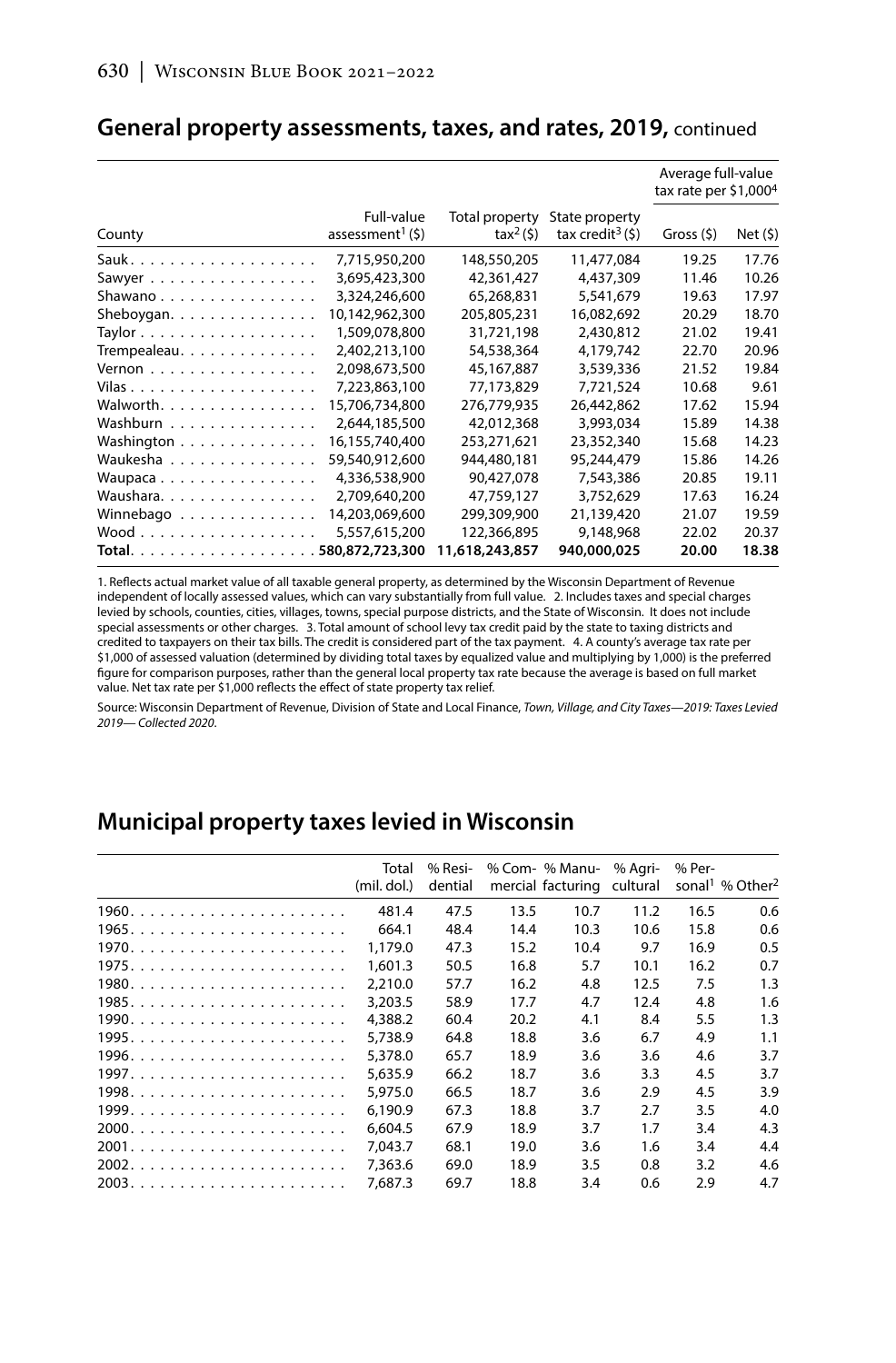## General property assessments, taxes, and rates, 2019, continued

| County | Full-value assessment[1] ($) | Total property tax[2] ($) | State property tax credit[3] ($) | Average full-value tax rate per $1,000[4] | |
|---|---|---|---|---|---|
| | | | | Gross ($) | Net ($) |
| Sauk | 7,715,950,200 | 148,550,205 | 11,477,084 | 19.25 | 17.76 |
| Sawyer | 3,695,423,300 | 42,361,427 | 4,437,309 | 11.46 | 10.26 |
| Shawano | 3,324,246,600 | 65,268,831 | 5,541,679 | 19.63 | 17.97 |
| Sheboygan | 10,142,962,300 | 205,805,231 | 16,082,692 | 20.29 | 18.70 |
| Taylor | 1,509,078,800 | 31,721,198 | 2,430,812 | 21.02 | 19.41 |
| Trempealeau | 2,402,213,100 | 54,538,364 | 4,179,742 | 22.70 | 20.96 |
| Vernon | 2,098,673,500 | 45,167,887 | 3,539,336 | 21.52 | 19.84 |
| Vilas | 7,223,863,100 | 77,173,829 | 7,721,524 | 10.68 | 9.61 |
| Walworth | 15,706,734,800 | 276,779,935 | 26,442,862 | 17.62 | 15.94 |
| Washburn | 2,644,185,500 | 42,012,368 | 3,993,034 | 15.89 | 14.38 |
| Washington | 16,155,740,400 | 253,271,621 | 23,352,340 | 15.68 | 14.23 |
| Waukesha | 59,540,912,600 | 944,480,181 | 95,244,479 | 15.86 | 14.26 |
| Waupaca | 4,336,538,900 | 90,427,078 | 7,543,386 | 20.85 | 19.11 |
| Waushara | 2,709,640,200 | 47,759,127 | 3,752,629 | 17.63 | 16.24 |
| Winnebago | 14,203,069,600 | 299,309,900 | 21,139,420 | 21.07 | 19.59 |
| Wood | 5,557,615,200 | 122,366,895 | 9,148,968 | 22.02 | 20.37 |
| **Total** | **580,872,723,300** | **11,618,243,857** | **940,000,025** | **20.00** | **18.38** |

1. Reflects actual market value of all taxable general property, as determined by the Wisconsin Department of Revenue independent of locally assessed values, which can vary substantially from full value. 2. Includes taxes and special charges levied by schools, counties, cities, villages, towns, special purpose districts, and the State of Wisconsin. It does not include special assessments or other charges. 3. Total amount of school levy tax credit paid by the state to taxing districts and credited to taxpayers on their tax bills. The credit is considered part of the tax payment. 4. A county's average tax rate per $1,000 of assessed valuation (determined by dividing total taxes by equalized value and multiplying by 1,000) is the preferred figure for comparison purposes, rather than the general local property tax rate because the average is based on full market value. Net tax rate per $1,000 reflects the effect of state property tax relief.

Source: Wisconsin Department of Revenue, Division of State and Local Finance, *Town, Village, and City Taxes—2019: Taxes Levied 2019— Collected 2020*.

## Municipal property taxes levied in Wisconsin

| | Total (mil. dol.) | % Residential | % Commercial | % Manufacturing | % Agricultural | % Personal[1] | % Other[2] |
|---|---|---|---|---|---|---|---|
| 1960 | 481.4 | 47.5 | 13.5 | 10.7 | 11.2 | 16.5 | 0.6 |
| 1965 | 664.1 | 48.4 | 14.4 | 10.3 | 10.6 | 15.8 | 0.6 |
| 1970 | 1,179.0 | 47.3 | 15.2 | 10.4 | 9.7 | 16.9 | 0.5 |
| 1975 | 1,601.3 | 50.5 | 16.8 | 5.7 | 10.1 | 16.2 | 0.7 |
| 1980 | 2,210.0 | 57.7 | 16.2 | 4.8 | 12.5 | 7.5 | 1.3 |
| 1985 | 3,203.5 | 58.9 | 17.7 | 4.7 | 12.4 | 4.8 | 1.6 |
| 1990 | 4,388.2 | 60.4 | 20.2 | 4.1 | 8.4 | 5.5 | 1.3 |
| 1995 | 5,738.9 | 64.8 | 18.8 | 3.6 | 6.7 | 4.9 | 1.1 |
| 1996 | 5,378.0 | 65.7 | 18.9 | 3.6 | 3.6 | 4.6 | 3.7 |
| 1997 | 5,635.9 | 66.2 | 18.7 | 3.6 | 3.3 | 4.5 | 3.7 |
| 1998 | 5,975.0 | 66.5 | 18.7 | 3.6 | 2.9 | 4.5 | 3.9 |
| 1999 | 6,190.9 | 67.3 | 18.8 | 3.7 | 2.7 | 3.5 | 4.0 |
| 2000 | 6,604.5 | 67.9 | 18.9 | 3.7 | 1.7 | 3.4 | 4.3 |
| 2001 | 7,043.7 | 68.1 | 19.0 | 3.6 | 1.6 | 3.4 | 4.4 |
| 2002 | 7,363.6 | 69.0 | 18.9 | 3.5 | 0.8 | 3.2 | 4.6 |
| 2003 | 7,687.3 | 69.7 | 18.8 | 3.4 | 0.6 | 2.9 | 4.7 |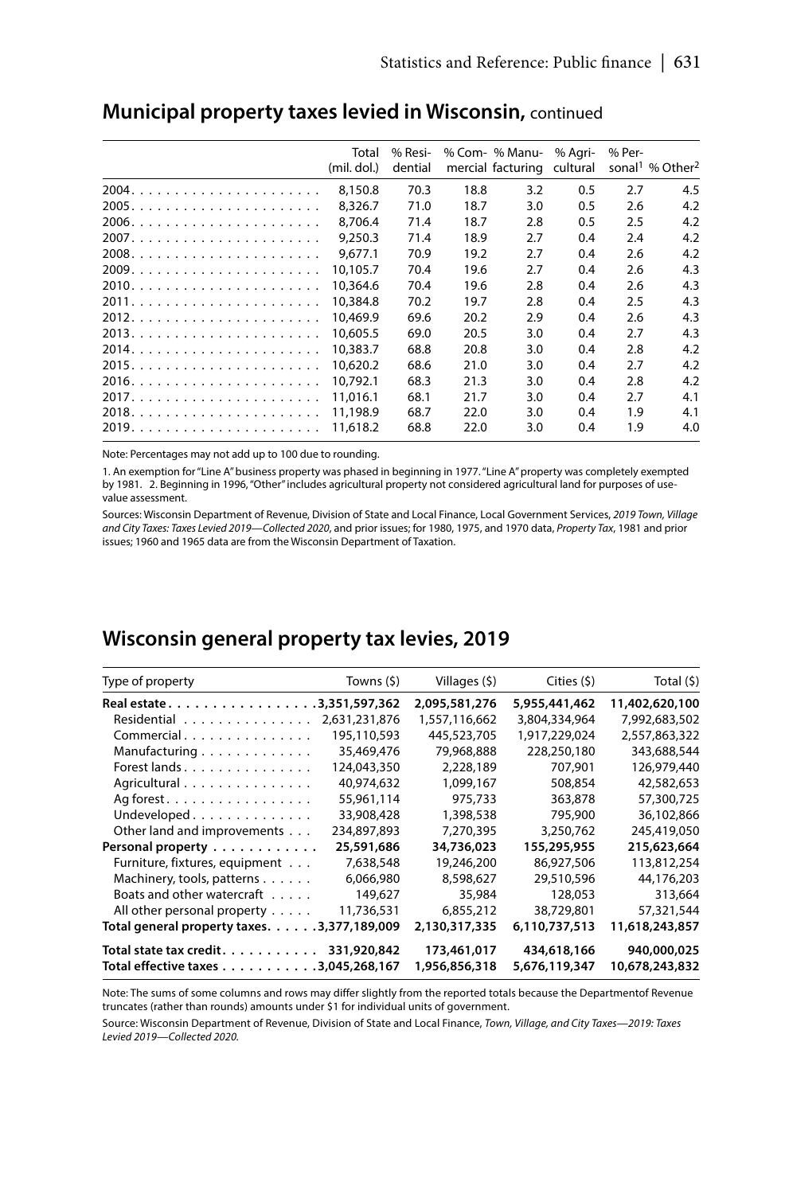## Municipal property taxes levied in Wisconsin, continued

| | Total (mil. dol.) | % Residential | % Commercial | % Manufacturing | % Agricultural | % Personal[1] | % Other[2] |
|---|---|---|---|---|---|---|---|
| 2004 | 8,150.8 | 70.3 | 18.8 | 3.2 | 0.5 | 2.7 | 4.5 |
| 2005 | 8,326.7 | 71.0 | 18.7 | 3.0 | 0.5 | 2.6 | 4.2 |
| 2006 | 8,706.4 | 71.4 | 18.7 | 2.8 | 0.5 | 2.5 | 4.2 |
| 2007 | 9,250.3 | 71.4 | 18.9 | 2.7 | 0.4 | 2.4 | 4.2 |
| 2008 | 9,677.1 | 70.9 | 19.2 | 2.7 | 0.4 | 2.6 | 4.2 |
| 2009 | 10,105.7 | 70.4 | 19.6 | 2.7 | 0.4 | 2.6 | 4.3 |
| 2010 | 10,364.6 | 70.4 | 19.6 | 2.8 | 0.4 | 2.6 | 4.3 |
| 2011 | 10,384.8 | 70.2 | 19.7 | 2.8 | 0.4 | 2.5 | 4.3 |
| 2012 | 10,469.9 | 69.6 | 20.2 | 2.9 | 0.4 | 2.6 | 4.3 |
| 2013 | 10,605.5 | 69.0 | 20.5 | 3.0 | 0.4 | 2.7 | 4.3 |
| 2014 | 10,383.7 | 68.8 | 20.8 | 3.0 | 0.4 | 2.8 | 4.2 |
| 2015 | 10,620.2 | 68.6 | 21.0 | 3.0 | 0.4 | 2.7 | 4.2 |
| 2016 | 10,792.1 | 68.3 | 21.3 | 3.0 | 0.4 | 2.8 | 4.2 |
| 2017 | 11,016.1 | 68.1 | 21.7 | 3.0 | 0.4 | 2.7 | 4.1 |
| 2018 | 11,198.9 | 68.7 | 22.0 | 3.0 | 0.4 | 1.9 | 4.1 |
| 2019 | 11,618.2 | 68.8 | 22.0 | 3.0 | 0.4 | 1.9 | 4.0 |

Note: Percentages may not add up to 100 due to rounding.

1. An exemption for "Line A" business property was phased in beginning in 1977. "Line A" property was completely exempted by 1981. 2. Beginning in 1996, "Other" includes agricultural property not considered agricultural land for purposes of use-value assessment.

Sources: Wisconsin Department of Revenue, Division of State and Local Finance, Local Government Services, *2019 Town, Village and City Taxes: Taxes Levied 2019—Collected 2020*, and prior issues; for 1980, 1975, and 1970 data, *Property Tax*, 1981 and prior issues; 1960 and 1965 data are from the Wisconsin Department of Taxation.

## Wisconsin general property tax levies, 2019

| Type of property | Towns ($) | Villages ($) | Cities ($) | Total ($) |
|---|---|---|---|---|
| **Real estate** | **3,351,597,362** | **2,095,581,276** | **5,955,441,462** | **11,402,620,100** |
| Residential | 2,631,231,876 | 1,557,116,662 | 3,804,334,964 | 7,992,683,502 |
| Commercial | 195,110,593 | 445,523,705 | 1,917,229,024 | 2,557,863,322 |
| Manufacturing | 35,469,476 | 79,968,888 | 228,250,180 | 343,688,544 |
| Forest lands | 124,043,350 | 2,228,189 | 707,901 | 126,979,440 |
| Agricultural | 40,974,632 | 1,099,167 | 508,854 | 42,582,653 |
| Ag forest | 55,961,114 | 975,733 | 363,878 | 57,300,725 |
| Undeveloped | 33,908,428 | 1,398,538 | 795,900 | 36,102,866 |
| Other land and improvements | 234,897,893 | 7,270,395 | 3,250,762 | 245,419,050 |
| **Personal property** | **25,591,686** | **34,736,023** | **155,295,955** | **215,623,664** |
| Furniture, fixtures, equipment | 7,638,548 | 19,246,200 | 86,927,506 | 113,812,254 |
| Machinery, tools, patterns | 6,066,980 | 8,598,627 | 29,510,596 | 44,176,203 |
| Boats and other watercraft | 149,627 | 35,984 | 128,053 | 313,664 |
| All other personal property | 11,736,531 | 6,855,212 | 38,729,801 | 57,321,544 |
| **Total general property taxes** | **3,377,189,009** | **2,130,317,335** | **6,110,737,513** | **11,618,243,857** |
| **Total state tax credit** | **331,920,842** | **173,461,017** | **434,618,166** | **940,000,025** |
| **Total effective taxes** | **3,045,268,167** | **1,956,856,318** | **5,676,119,347** | **10,678,243,832** |

Note: The sums of some columns and rows may differ slightly from the reported totals because the Departmentof Revenue truncates (rather than rounds) amounts under $1 for individual units of government.

Source: Wisconsin Department of Revenue, Division of State and Local Finance, *Town, Village, and City Taxes—2019: Taxes Levied 2019—Collected 2020.*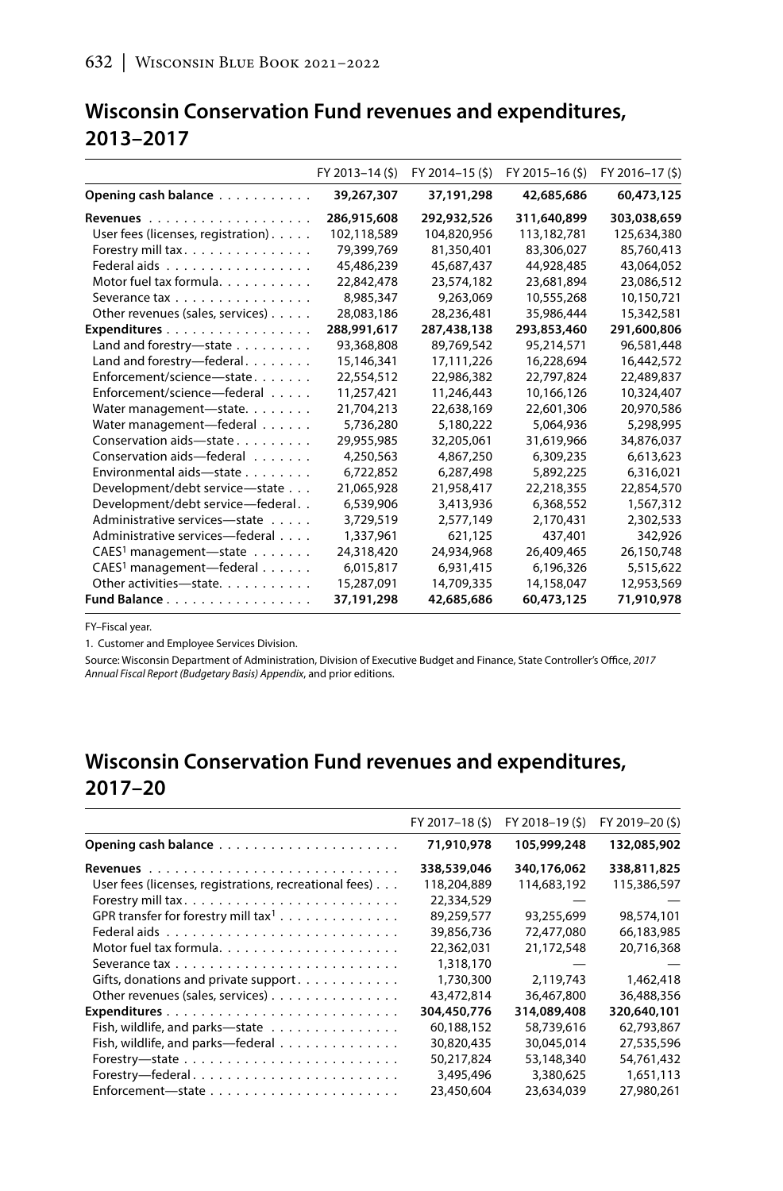## Wisconsin Conservation Fund revenues and expenditures, 2013–2017

| | FY 2013–14 ($) | FY 2014–15 ($) | FY 2015–16 ($) | FY 2016–17 ($) |
|---|---|---|---|---|
| **Opening cash balance** | **39,267,307** | **37,191,298** | **42,685,686** | **60,473,125** |
| **Revenues** | **286,915,608** | **292,932,526** | **311,640,899** | **303,038,659** |
| User fees (licenses, registration) | 102,118,589 | 104,820,956 | 113,182,781 | 125,634,380 |
| Forestry mill tax | 79,399,769 | 81,350,401 | 83,306,027 | 85,760,413 |
| Federal aids | 45,486,239 | 45,687,437 | 44,928,485 | 43,064,052 |
| Motor fuel tax formula | 22,842,478 | 23,574,182 | 23,681,894 | 23,086,512 |
| Severance tax | 8,985,347 | 9,263,069 | 10,555,268 | 10,150,721 |
| Other revenues (sales, services) | 28,083,186 | 28,236,481 | 35,986,444 | 15,342,581 |
| **Expenditures** | **288,991,617** | **287,438,138** | **293,853,460** | **291,600,806** |
| Land and forestry—state | 93,368,808 | 89,769,542 | 95,214,571 | 96,581,448 |
| Land and forestry—federal | 15,146,341 | 17,111,226 | 16,228,694 | 16,442,572 |
| Enforcement/science—state | 22,554,512 | 22,986,382 | 22,797,824 | 22,489,837 |
| Enforcement/science—federal | 11,257,421 | 11,246,443 | 10,166,126 | 10,324,407 |
| Water management—state | 21,704,213 | 22,638,169 | 22,601,306 | 20,970,586 |
| Water management—federal | 5,736,280 | 5,180,222 | 5,064,936 | 5,298,995 |
| Conservation aids—state | 29,955,985 | 32,205,061 | 31,619,966 | 34,876,037 |
| Conservation aids—federal | 4,250,563 | 4,867,250 | 6,309,235 | 6,613,623 |
| Environmental aids—state | 6,722,852 | 6,287,498 | 5,892,225 | 6,316,021 |
| Development/debt service—state | 21,065,928 | 21,958,417 | 22,218,355 | 22,854,570 |
| Development/debt service—federal | 6,539,906 | 3,413,936 | 6,368,552 | 1,567,312 |
| Administrative services—state | 3,729,519 | 2,577,149 | 2,170,431 | 2,302,533 |
| Administrative services—federal | 1,337,961 | 621,125 | 437,401 | 342,926 |
| CAES[1] management—state | 24,318,420 | 24,934,968 | 26,409,465 | 26,150,748 |
| CAES[1] management—federal | 6,015,817 | 6,931,415 | 6,196,326 | 5,515,622 |
| Other activities—state | 15,287,091 | 14,709,335 | 14,158,047 | 12,953,569 |
| **Fund Balance** | **37,191,298** | **42,685,686** | **60,473,125** | **71,910,978** |

FY–Fiscal year.

1. Customer and Employee Services Division.

Source: Wisconsin Department of Administration, Division of Executive Budget and Finance, State Controller's Office, *2017 Annual Fiscal Report (Budgetary Basis) Appendix*, and prior editions.

## Wisconsin Conservation Fund revenues and expenditures, 2017–20

| | FY 2017–18 ($) | FY 2018–19 ($) | FY 2019–20 ($) |
|---|---|---|---|
| **Opening cash balance** | **71,910,978** | **105,999,248** | **132,085,902** |
| **Revenues** | **338,539,046** | **340,176,062** | **338,811,825** |
| User fees (licenses, registrations, recreational fees) | 118,204,889 | 114,683,192 | 115,386,597 |
| Forestry mill tax | 22,334,529 | — | — |
| GPR transfer for forestry mill tax[1] | 89,259,577 | 93,255,699 | 98,574,101 |
| Federal aids | 39,856,736 | 72,477,080 | 66,183,985 |
| Motor fuel tax formula | 22,362,031 | 21,172,548 | 20,716,368 |
| Severance tax | 1,318,170 | — | — |
| Gifts, donations and private support | 1,730,300 | 2,119,743 | 1,462,418 |
| Other revenues (sales, services) | 43,472,814 | 36,467,800 | 36,488,356 |
| **Expenditures** | **304,450,776** | **314,089,408** | **320,640,101** |
| Fish, wildlife, and parks—state | 60,188,152 | 58,739,616 | 62,793,867 |
| Fish, wildlife, and parks—federal | 30,820,435 | 30,045,014 | 27,535,596 |
| Forestry—state | 50,217,824 | 53,148,340 | 54,761,432 |
| Forestry—federal | 3,495,496 | 3,380,625 | 1,651,113 |
| Enforcement—state | 23,450,604 | 23,634,039 | 27,980,261 |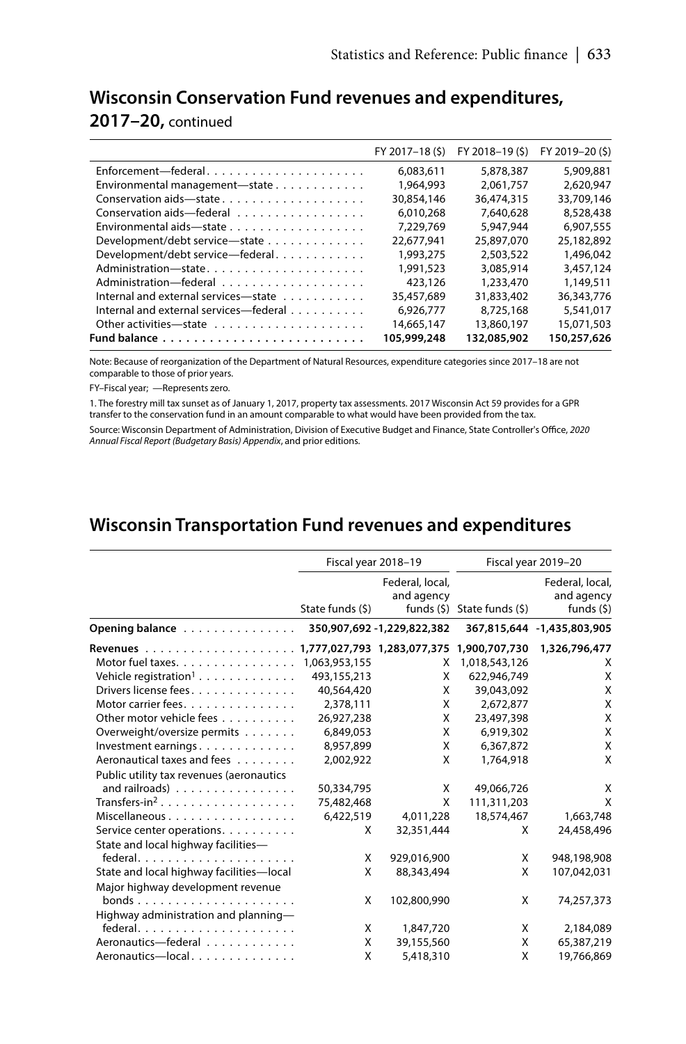## Wisconsin Conservation Fund revenues and expenditures, 2017–20, continued

| | FY 2017–18 ($) | FY 2018–19 ($) | FY 2019–20 ($) |
|---|---|---|---|
| Enforcement—federal | 6,083,611 | 5,878,387 | 5,909,881 |
| Environmental management—state | 1,964,993 | 2,061,757 | 2,620,947 |
| Conservation aids—state | 30,854,146 | 36,474,315 | 33,709,146 |
| Conservation aids—federal | 6,010,268 | 7,640,628 | 8,528,438 |
| Environmental aids—state | 7,229,769 | 5,947,944 | 6,907,555 |
| Development/debt service—state | 22,677,941 | 25,897,070 | 25,182,892 |
| Development/debt service—federal | 1,993,275 | 2,503,522 | 1,496,042 |
| Administration—state | 1,991,523 | 3,085,914 | 3,457,124 |
| Administration—federal | 423,126 | 1,233,470 | 1,149,511 |
| Internal and external services—state | 35,457,689 | 31,833,402 | 36,343,776 |
| Internal and external services—federal | 6,926,777 | 8,725,168 | 5,541,017 |
| Other activities—state | 14,665,147 | 13,860,197 | 15,071,503 |
| **Fund balance** | **105,999,248** | **132,085,902** | **150,257,626** |

Note: Because of reorganization of the Department of Natural Resources, expenditure categories since 2017–18 are not comparable to those of prior years.

FY–Fiscal year; —Represents zero.

1. The forestry mill tax sunset as of January 1, 2017, property tax assessments. 2017 Wisconsin Act 59 provides for a GPR transfer to the conservation fund in an amount comparable to what would have been provided from the tax.

Source: Wisconsin Department of Administration, Division of Executive Budget and Finance, State Controller's Office, *2020 Annual Fiscal Report (Budgetary Basis) Appendix*, and prior editions.

## Wisconsin Transportation Fund revenues and expenditures

| | Fiscal year 2018–19 | | Fiscal year 2019–20 | |
|---|---|---|---|---|
| | State funds ($) | Federal, local, and agency funds ($) | State funds ($) | Federal, local, and agency funds ($) |
| **Opening balance** | **350,907,692** | **-1,229,822,382** | **367,815,644** | **-1,435,803,905** |
| **Revenues** | **1,777,027,793** | **1,283,077,375** | **1,900,707,730** | **1,326,796,477** |
| Motor fuel taxes | 1,063,953,155 | X | 1,018,543,126 | X |
| Vehicle registration[1] | 493,155,213 | X | 622,946,749 | X |
| Drivers license fees | 40,564,420 | X | 39,043,092 | X |
| Motor carrier fees | 2,378,111 | X | 2,672,877 | X |
| Other motor vehicle fees | 26,927,238 | X | 23,497,398 | X |
| Overweight/oversize permits | 6,849,053 | X | 6,919,302 | X |
| Investment earnings | 8,957,899 | X | 6,367,872 | X |
| Aeronautical taxes and fees | 2,002,922 | X | 1,764,918 | X |
| Public utility tax revenues (aeronautics and railroads) | 50,334,795 | X | 49,066,726 | X |
| Transfers-in[2] | 75,482,468 | X | 111,311,203 | X |
| Miscellaneous | 6,422,519 | 4,011,228 | 18,574,467 | 1,663,748 |
| Service center operations | X | 32,351,444 | X | 24,458,496 |
| State and local highway facilities—federal | X | 929,016,900 | X | 948,198,908 |
| State and local highway facilities—local | X | 88,343,494 | X | 107,042,031 |
| Major highway development revenue bonds | X | 102,800,990 | X | 74,257,373 |
| Highway administration and planning—federal | X | 1,847,720 | X | 2,184,089 |
| Aeronautics—federal | X | 39,155,560 | X | 65,387,219 |
| Aeronautics—local | X | 5,418,310 | X | 19,766,869 |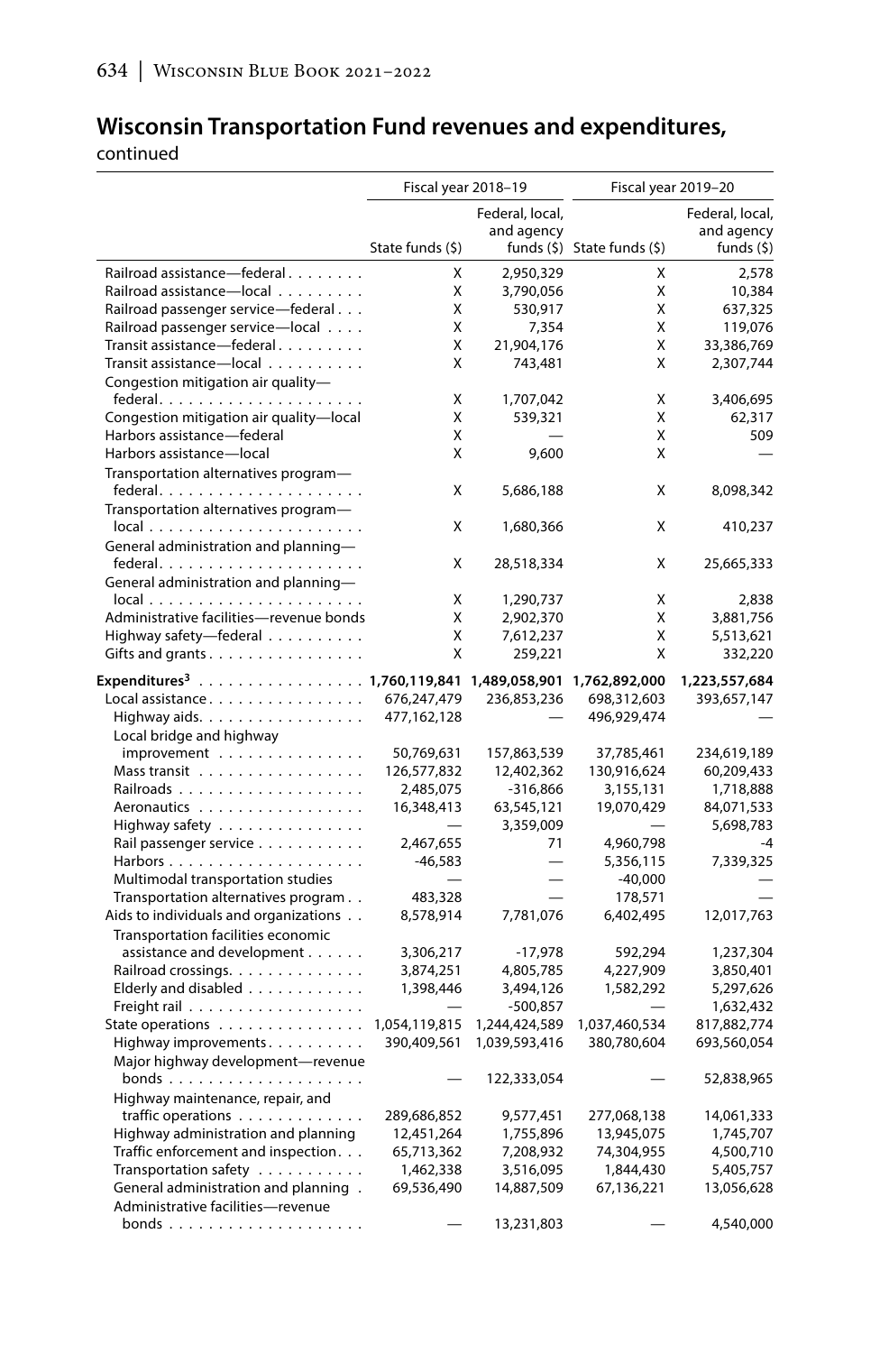## Wisconsin Transportation Fund revenues and expenditures, continued

| | Fiscal year 2018–19 | | Fiscal year 2019–20 | |
|---|---|---|---|---|
| | State funds ($) | Federal, local, and agency funds ($) | State funds ($) | Federal, local, and agency funds ($) |
| Railroad assistance—federal | X | 2,950,329 | X | 2,578 |
| Railroad assistance—local | X | 3,790,056 | X | 10,384 |
| Railroad passenger service—federal | X | 530,917 | X | 637,325 |
| Railroad passenger service—local | X | 7,354 | X | 119,076 |
| Transit assistance—federal | X | 21,904,176 | X | 33,386,769 |
| Transit assistance—local | X | 743,481 | X | 2,307,744 |
| Congestion mitigation air quality—federal | X | 1,707,042 | X | 3,406,695 |
| Congestion mitigation air quality—local | X | 539,321 | X | 62,317 |
| Harbors assistance—federal | X | — | X | 509 |
| Harbors assistance—local | X | 9,600 | X | — |
| Transportation alternatives program—federal | X | 5,686,188 | X | 8,098,342 |
| Transportation alternatives program—local | X | 1,680,366 | X | 410,237 |
| General administration and planning—federal | X | 28,518,334 | X | 25,665,333 |
| General administration and planning—local | X | 1,290,737 | X | 2,838 |
| Administrative facilities—revenue bonds | X | 2,902,370 | X | 3,881,756 |
| Highway safety—federal | X | 7,612,237 | X | 5,513,621 |
| Gifts and grants | X | 259,221 | X | 332,220 |
| **Expenditures[3]** | **1,760,119,841** | **1,489,058,901** | **1,762,892,000** | **1,223,557,684** |
| Local assistance | 676,247,479 | 236,853,236 | 698,312,603 | 393,657,147 |
| Highway aids | 477,162,128 | — | 496,929,474 | — |
| Local bridge and highway improvement | 50,769,631 | 157,863,539 | 37,785,461 | 234,619,189 |
| Mass transit | 126,577,832 | 12,402,362 | 130,916,624 | 60,209,433 |
| Railroads | 2,485,075 | -316,866 | 3,155,131 | 1,718,888 |
| Aeronautics | 16,348,413 | 63,545,121 | 19,070,429 | 84,071,533 |
| Highway safety | — | 3,359,009 | — | 5,698,783 |
| Rail passenger service | 2,467,655 | 71 | 4,960,798 | -4 |
| Harbors | -46,583 | — | 5,356,115 | 7,339,325 |
| Multimodal transportation studies | — | — | -40,000 | — |
| Transportation alternatives program | 483,328 | — | 178,571 | — |
| Aids to individuals and organizations | 8,578,914 | 7,781,076 | 6,402,495 | 12,017,763 |
| Transportation facilities economic assistance and development | 3,306,217 | -17,978 | 592,294 | 1,237,304 |
| Railroad crossings | 3,874,251 | 4,805,785 | 4,227,909 | 3,850,401 |
| Elderly and disabled | 1,398,446 | 3,494,126 | 1,582,292 | 5,297,626 |
| Freight rail | — | -500,857 | — | 1,632,432 |
| State operations | 1,054,119,815 | 1,244,424,589 | 1,037,460,534 | 817,882,774 |
| Highway improvements | 390,409,561 | 1,039,593,416 | 380,780,604 | 693,560,054 |
| Major highway development—revenue bonds | — | 122,333,054 | — | 52,838,965 |
| Highway maintenance, repair, and traffic operations | 289,686,852 | 9,577,451 | 277,068,138 | 14,061,333 |
| Highway administration and planning | 12,451,264 | 1,755,896 | 13,945,075 | 1,745,707 |
| Traffic enforcement and inspection | 65,713,362 | 7,208,932 | 74,304,955 | 4,500,710 |
| Transportation safety | 1,462,338 | 3,516,095 | 1,844,430 | 5,405,757 |
| General administration and planning | 69,536,490 | 14,887,509 | 67,136,221 | 13,056,628 |
| Administrative facilities—revenue bonds | — | 13,231,803 | — | 4,540,000 |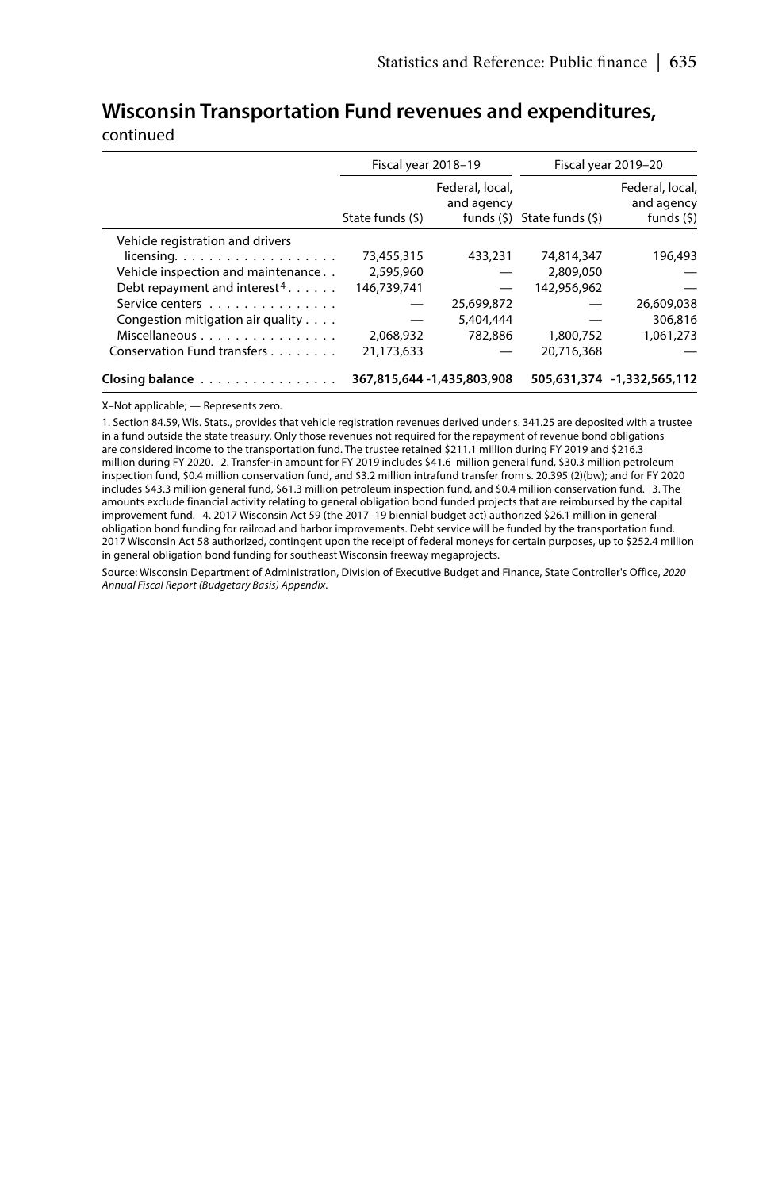## Wisconsin Transportation Fund revenues and expenditures,

continued

| | Fiscal year 2018–19 | | Fiscal year 2019–20 | |
|---|---|---|---|---|
| | State funds ($) | Federal, local, and agency funds ($) | State funds ($) | Federal, local, and agency funds ($) |
| Vehicle registration and drivers licensing. | 73,455,315 | 433,231 | 74,814,347 | 196,493 |
| Vehicle inspection and maintenance | 2,595,960 | — | 2,809,050 | — |
| Debt repayment and interest[4] | 146,739,741 | — | 142,956,962 | — |
| Service centers | — | 25,699,872 | — | 26,609,038 |
| Congestion mitigation air quality | — | 5,404,444 | — | 306,816 |
| Miscellaneous | 2,068,932 | 782,886 | 1,800,752 | 1,061,273 |
| Conservation Fund transfers | 21,173,633 | — | 20,716,368 | — |
| **Closing balance** | **367,815,644** | **-1,435,803,908** | **505,631,374** | **-1,332,565,112** |

X–Not applicable; — Represents zero.

1. Section 84.59, Wis. Stats., provides that vehicle registration revenues derived under s. 341.25 are deposited with a trustee in a fund outside the state treasury. Only those revenues not required for the repayment of revenue bond obligations are considered income to the transportation fund. The trustee retained $211.1 million during FY 2019 and $216.3 million during FY 2020. 2. Transfer-in amount for FY 2019 includes $41.6 million general fund, $30.3 million petroleum inspection fund, $0.4 million conservation fund, and $3.2 million intrafund transfer from s. 20.395 (2)(bw); and for FY 2020 includes $43.3 million general fund, $61.3 million petroleum inspection fund, and $0.4 million conservation fund. 3. The amounts exclude financial activity relating to general obligation bond funded projects that are reimbursed by the capital improvement fund. 4. 2017 Wisconsin Act 59 (the 2017–19 biennial budget act) authorized $26.1 million in general obligation bond funding for railroad and harbor improvements. Debt service will be funded by the transportation fund. 2017 Wisconsin Act 58 authorized, contingent upon the receipt of federal moneys for certain purposes, up to $252.4 million in general obligation bond funding for southeast Wisconsin freeway megaprojects.

Source: Wisconsin Department of Administration, Division of Executive Budget and Finance, State Controller's Office, *2020 Annual Fiscal Report (Budgetary Basis) Appendix*.